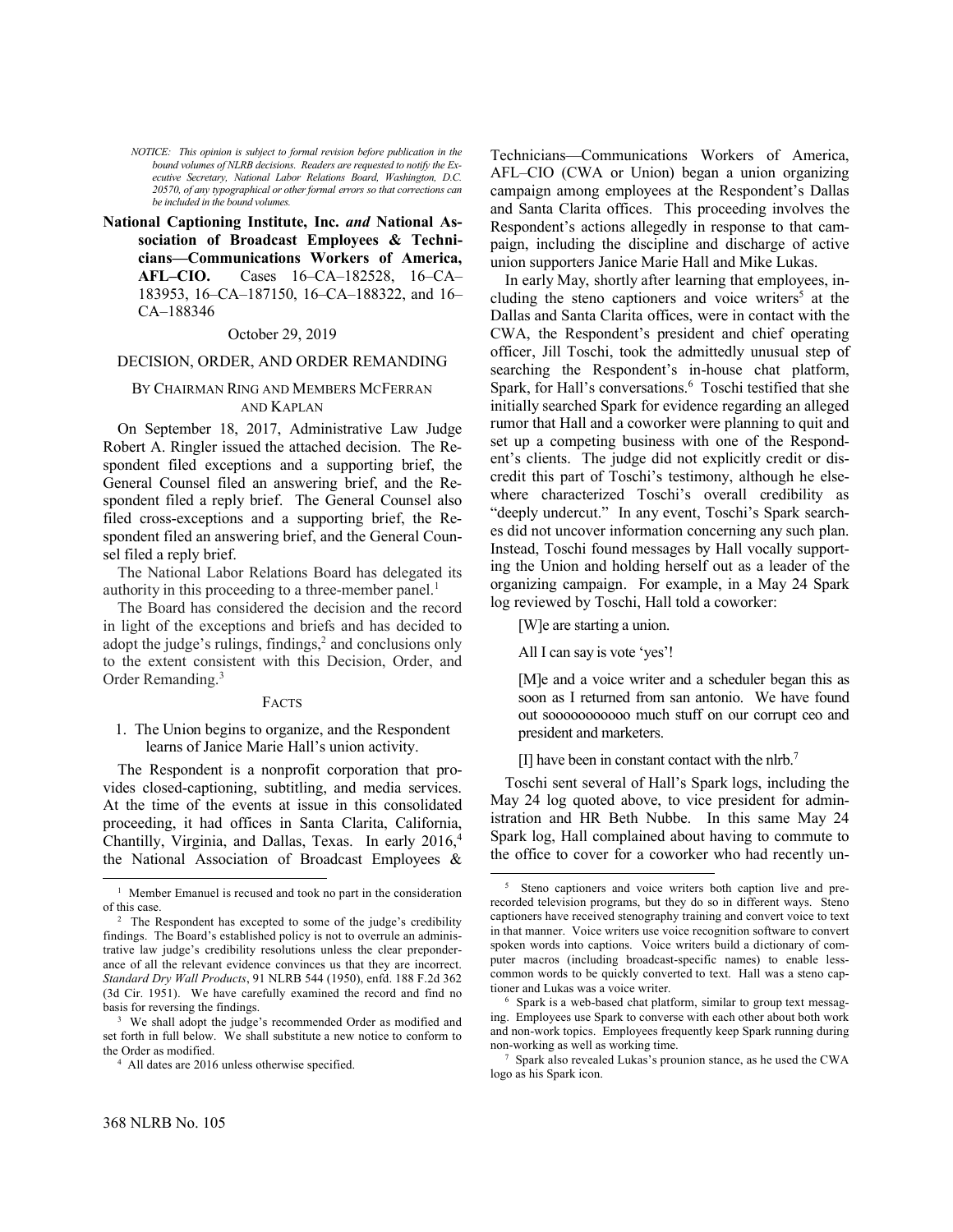*NOTICE: This opinion is subject to formal revision before publication in the bound volumes of NLRB decisions. Readers are requested to notify the Executive Secretary, National Labor Relations Board, Washington, D.C. 20570, of any typographical or other formal errors so that corrections can be included in the bound volumes.*

**National Captioning Institute, Inc. *and* National Association of Broadcast Employees & Technicians—Communications Workers of America, AFL–CIO.** Cases 16–CA–182528, 16–CA–183953, 16–CA–187150, 16–CA–188322, and 16–CA–188346

October 29, 2019

DECISION, ORDER, AND ORDER REMANDING

BY CHAIRMAN RING AND MEMBERS MCFERRAN AND KAPLAN

On September 18, 2017, Administrative Law Judge Robert A. Ringler issued the attached decision. The Respondent filed exceptions and a supporting brief, the General Counsel filed an answering brief, and the Respondent filed a reply brief. The General Counsel also filed cross-exceptions and a supporting brief, the Respondent filed an answering brief, and the General Counsel filed a reply brief.

The National Labor Relations Board has delegated its authority in this proceeding to a three-member panel.[1]

The Board has considered the decision and the record in light of the exceptions and briefs and has decided to adopt the judge's rulings, findings,[2] and conclusions only to the extent consistent with this Decision, Order, and Order Remanding.[3]

FACTS

1. The Union begins to organize, and the Respondent learns of Janice Marie Hall's union activity.

The Respondent is a nonprofit corporation that provides closed-captioning, subtitling, and media services. At the time of the events at issue in this consolidated proceeding, it had offices in Santa Clarita, California, Chantilly, Virginia, and Dallas, Texas. In early 2016,[4] the National Association of Broadcast Employees & Technicians—Communications Workers of America, AFL–CIO (CWA or Union) began a union organizing campaign among employees at the Respondent's Dallas and Santa Clarita offices. This proceeding involves the Respondent's actions allegedly in response to that campaign, including the discipline and discharge of active union supporters Janice Marie Hall and Mike Lukas.

In early May, shortly after learning that employees, including the steno captioners and voice writers[5] at the Dallas and Santa Clarita offices, were in contact with the CWA, the Respondent's president and chief operating officer, Jill Toschi, took the admittedly unusual step of searching the Respondent's in-house chat platform, Spark, for Hall's conversations.[6] Toschi testified that she initially searched Spark for evidence regarding an alleged rumor that Hall and a coworker were planning to quit and set up a competing business with one of the Respondent's clients. The judge did not explicitly credit or discredit this part of Toschi's testimony, although he elsewhere characterized Toschi's overall credibility as "deeply undercut." In any event, Toschi's Spark searches did not uncover information concerning any such plan. Instead, Toschi found messages by Hall vocally supporting the Union and holding herself out as a leader of the organizing campaign. For example, in a May 24 Spark log reviewed by Toschi, Hall told a coworker:

> [W]e are starting a union.
>
> All I can say is vote 'yes'!
>
> [M]e and a voice writer and a scheduler began this as soon as I returned from san antonio. We have found out sooooooooooo much stuff on our corrupt ceo and president and marketers.
>
> [I] have been in constant contact with the nlrb.[7]

Toschi sent several of Hall's Spark logs, including the May 24 log quoted above, to vice president for administration and HR Beth Nubbe. In this same May 24 Spark log, Hall complained about having to commute to the office to cover for a coworker who had recently un-

---

[1] Member Emanuel is recused and took no part in the consideration of this case.

[2] The Respondent has excepted to some of the judge's credibility findings. The Board's established policy is not to overrule an administrative law judge's credibility resolutions unless the clear preponderance of all the relevant evidence convinces us that they are incorrect. *Standard Dry Wall Products*, 91 NLRB 544 (1950), enfd. 188 F.2d 362 (3d Cir. 1951). We have carefully examined the record and find no basis for reversing the findings.

[3] We shall adopt the judge's recommended Order as modified and set forth in full below. We shall substitute a new notice to conform to the Order as modified.

[4] All dates are 2016 unless otherwise specified.

[5] Steno captioners and voice writers both caption live and prerecorded television programs, but they do so in different ways. Steno captioners have received stenography training and convert voice to text in that manner. Voice writers use voice recognition software to convert spoken words into captions. Voice writers build a dictionary of computer macros (including broadcast-specific names) to enable less-common words to be quickly converted to text. Hall was a steno captioner and Lukas was a voice writer.

[6] Spark is a web-based chat platform, similar to group text messaging. Employees use Spark to converse with each other about both work and non-work topics. Employees frequently keep Spark running during non-working as well as working time.

[7] Spark also revealed Lukas's prounion stance, as he used the CWA logo as his Spark icon.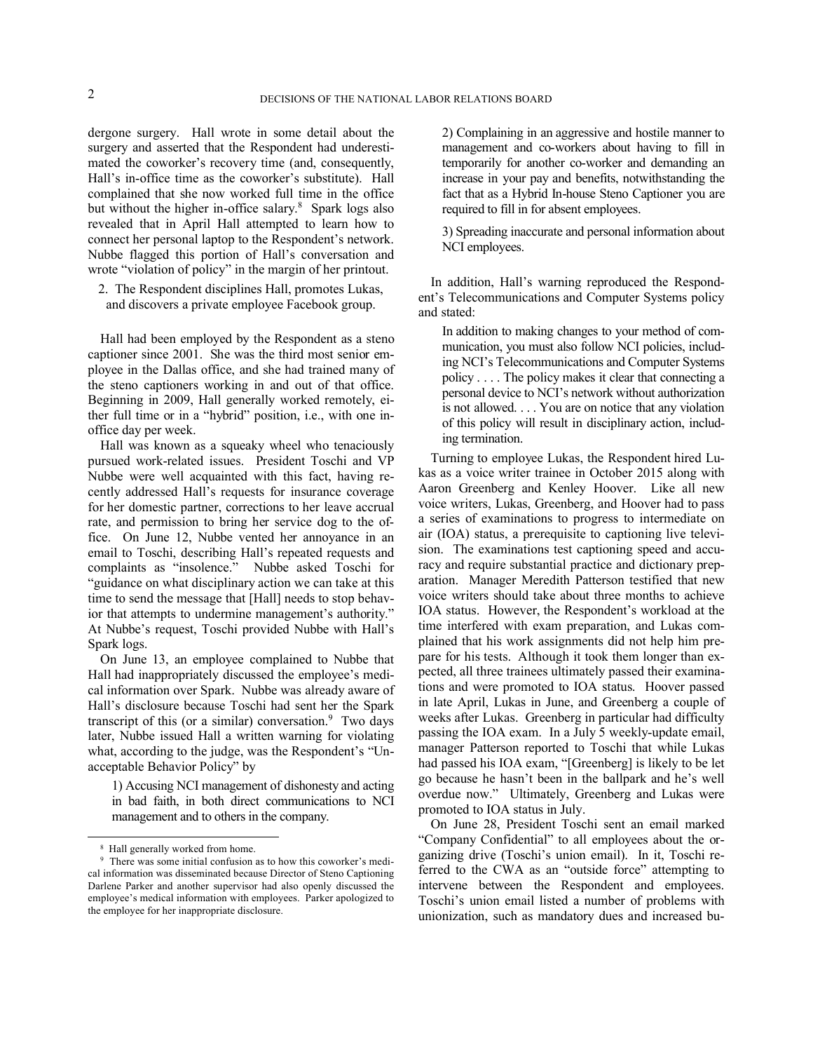dergone surgery. Hall wrote in some detail about the surgery and asserted that the Respondent had underestimated the coworker's recovery time (and, consequently, Hall's in-office time as the coworker's substitute). Hall complained that she now worked full time in the office but without the higher in-office salary.[8] Spark logs also revealed that in April Hall attempted to learn how to connect her personal laptop to the Respondent's network. Nubbe flagged this portion of Hall's conversation and wrote "violation of policy" in the margin of her printout.

2. The Respondent disciplines Hall, promotes Lukas, and discovers a private employee Facebook group.

Hall had been employed by the Respondent as a steno captioner since 2001. She was the third most senior employee in the Dallas office, and she had trained many of the steno captioners working in and out of that office. Beginning in 2009, Hall generally worked remotely, either full time or in a "hybrid" position, i.e., with one in-office day per week.

Hall was known as a squeaky wheel who tenaciously pursued work-related issues. President Toschi and VP Nubbe were well acquainted with this fact, having recently addressed Hall's requests for insurance coverage for her domestic partner, corrections to her leave accrual rate, and permission to bring her service dog to the office. On June 12, Nubbe vented her annoyance in an email to Toschi, describing Hall's repeated requests and complaints as "insolence." Nubbe asked Toschi for "guidance on what disciplinary action we can take at this time to send the message that [Hall] needs to stop behavior that attempts to undermine management's authority." At Nubbe's request, Toschi provided Nubbe with Hall's Spark logs.

On June 13, an employee complained to Nubbe that Hall had inappropriately discussed the employee's medical information over Spark. Nubbe was already aware of Hall's disclosure because Toschi had sent her the Spark transcript of this (or a similar) conversation.[9] Two days later, Nubbe issued Hall a written warning for violating what, according to the judge, was the Respondent's "Unacceptable Behavior Policy" by

> 1) Accusing NCI management of dishonesty and acting in bad faith, in both direct communications to NCI management and to others in the company.
>
> 2) Complaining in an aggressive and hostile manner to management and co-workers about having to fill in temporarily for another co-worker and demanding an increase in your pay and benefits, notwithstanding the fact that as a Hybrid In-house Steno Captioner you are required to fill in for absent employees.
>
> 3) Spreading inaccurate and personal information about NCI employees.

In addition, Hall's warning reproduced the Respondent's Telecommunications and Computer Systems policy and stated:

> In addition to making changes to your method of communication, you must also follow NCI policies, including NCI's Telecommunications and Computer Systems policy . . . . The policy makes it clear that connecting a personal device to NCI's network without authorization is not allowed. . . . You are on notice that any violation of this policy will result in disciplinary action, including termination.

Turning to employee Lukas, the Respondent hired Lukas as a voice writer trainee in October 2015 along with Aaron Greenberg and Kenley Hoover. Like all new voice writers, Lukas, Greenberg, and Hoover had to pass a series of examinations to progress to intermediate on air (IOA) status, a prerequisite to captioning live television. The examinations test captioning speed and accuracy and require substantial practice and dictionary preparation. Manager Meredith Patterson testified that new voice writers should take about three months to achieve IOA status. However, the Respondent's workload at the time interfered with exam preparation, and Lukas complained that his work assignments did not help him prepare for his tests. Although it took them longer than expected, all three trainees ultimately passed their examinations and were promoted to IOA status. Hoover passed in late April, Lukas in June, and Greenberg a couple of weeks after Lukas. Greenberg in particular had difficulty passing the IOA exam. In a July 5 weekly-update email, manager Patterson reported to Toschi that while Lukas had passed his IOA exam, "[Greenberg] is likely to be let go because he hasn't been in the ballpark and he's well overdue now." Ultimately, Greenberg and Lukas were promoted to IOA status in July.

On June 28, President Toschi sent an email marked "Company Confidential" to all employees about the organizing drive (Toschi's union email). In it, Toschi referred to the CWA as an "outside force" attempting to intervene between the Respondent and employees. Toschi's union email listed a number of problems with unionization, such as mandatory dues and increased bu-

[8] Hall generally worked from home.

[9] There was some initial confusion as to how this coworker's medical information was disseminated because Director of Steno Captioning Darlene Parker and another supervisor had also openly discussed the employee's medical information with employees. Parker apologized to the employee for her inappropriate disclosure.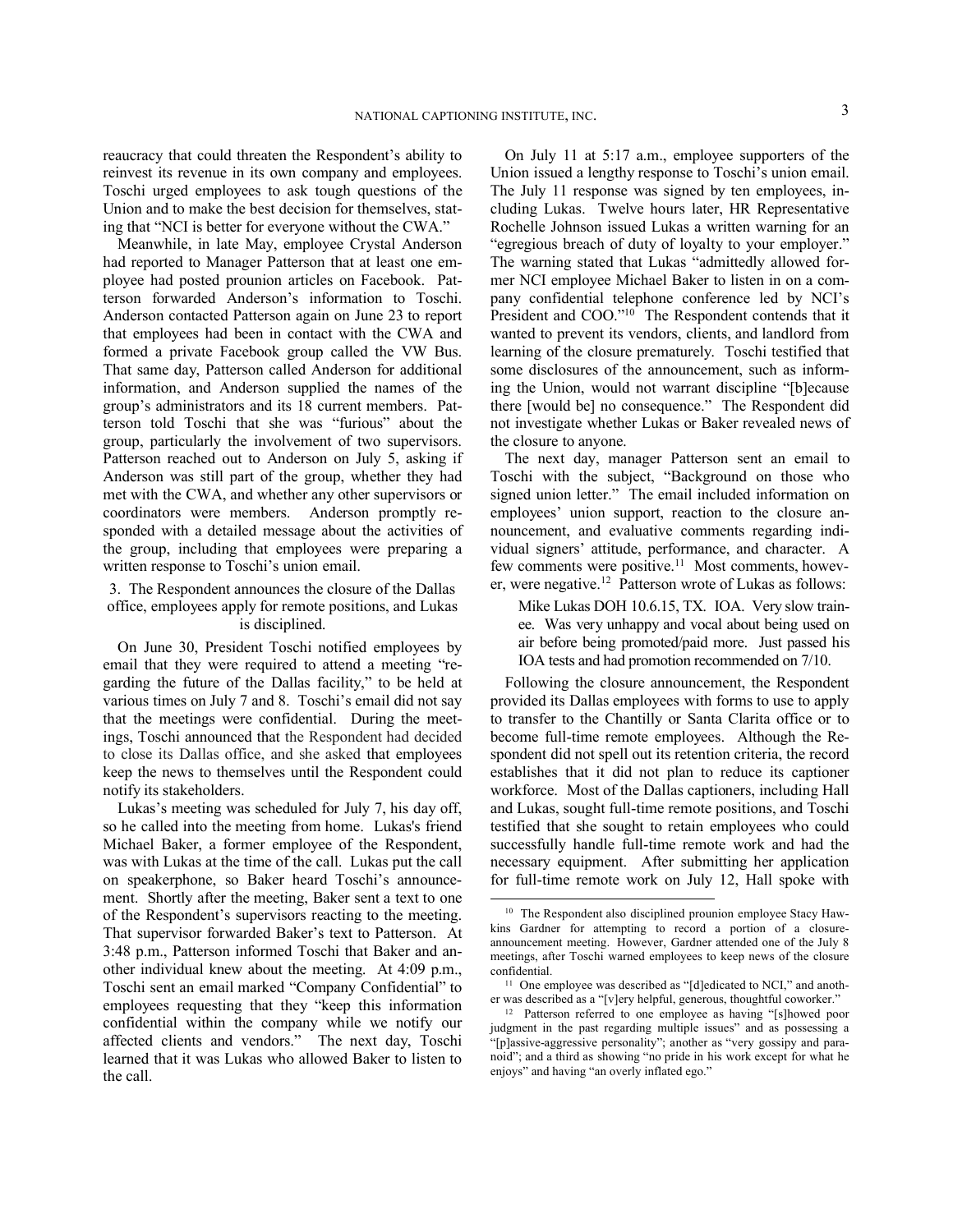reaucracy that could threaten the Respondent's ability to reinvest its revenue in its own company and employees. Toschi urged employees to ask tough questions of the Union and to make the best decision for themselves, stating that "NCI is better for everyone without the CWA."

Meanwhile, in late May, employee Crystal Anderson had reported to Manager Patterson that at least one employee had posted prounion articles on Facebook. Patterson forwarded Anderson's information to Toschi. Anderson contacted Patterson again on June 23 to report that employees had been in contact with the CWA and formed a private Facebook group called the VW Bus. That same day, Patterson called Anderson for additional information, and Anderson supplied the names of the group's administrators and its 18 current members. Patterson told Toschi that she was "furious" about the group, particularly the involvement of two supervisors. Patterson reached out to Anderson on July 5, asking if Anderson was still part of the group, whether they had met with the CWA, and whether any other supervisors or coordinators were members. Anderson promptly responded with a detailed message about the activities of the group, including that employees were preparing a written response to Toschi's union email.

### 3. The Respondent announces the closure of the Dallas office, employees apply for remote positions, and Lukas is disciplined.

On June 30, President Toschi notified employees by email that they were required to attend a meeting "regarding the future of the Dallas facility," to be held at various times on July 7 and 8. Toschi's email did not say that the meetings were confidential. During the meetings, Toschi announced that the Respondent had decided to close its Dallas office, and she asked that employees keep the news to themselves until the Respondent could notify its stakeholders.

Lukas's meeting was scheduled for July 7, his day off, so he called into the meeting from home. Lukas's friend Michael Baker, a former employee of the Respondent, was with Lukas at the time of the call. Lukas put the call on speakerphone, so Baker heard Toschi's announcement. Shortly after the meeting, Baker sent a text to one of the Respondent's supervisors reacting to the meeting. That supervisor forwarded Baker's text to Patterson. At 3:48 p.m., Patterson informed Toschi that Baker and another individual knew about the meeting. At 4:09 p.m., Toschi sent an email marked "Company Confidential" to employees requesting that they "keep this information confidential within the company while we notify our affected clients and vendors." The next day, Toschi learned that it was Lukas who allowed Baker to listen to the call.

On July 11 at 5:17 a.m., employee supporters of the Union issued a lengthy response to Toschi's union email. The July 11 response was signed by ten employees, including Lukas. Twelve hours later, HR Representative Rochelle Johnson issued Lukas a written warning for an "egregious breach of duty of loyalty to your employer." The warning stated that Lukas "admittedly allowed former NCI employee Michael Baker to listen in on a company confidential telephone conference led by NCI's President and COO."[10] The Respondent contends that it wanted to prevent its vendors, clients, and landlord from learning of the closure prematurely. Toschi testified that some disclosures of the announcement, such as informing the Union, would not warrant discipline "[b]ecause there [would be] no consequence." The Respondent did not investigate whether Lukas or Baker revealed news of the closure to anyone.

The next day, manager Patterson sent an email to Toschi with the subject, "Background on those who signed union letter." The email included information on employees' union support, reaction to the closure announcement, and evaluative comments regarding individual signers' attitude, performance, and character. A few comments were positive.[11] Most comments, however, were negative.[12] Patterson wrote of Lukas as follows:

> Mike Lukas DOH 10.6.15, TX. IOA. Very slow trainee. Was very unhappy and vocal about being used on air before being promoted/paid more. Just passed his IOA tests and had promotion recommended on 7/10.

Following the closure announcement, the Respondent provided its Dallas employees with forms to use to apply to transfer to the Chantilly or Santa Clarita office or to become full-time remote employees. Although the Respondent did not spell out its retention criteria, the record establishes that it did not plan to reduce its captioner workforce. Most of the Dallas captioners, including Hall and Lukas, sought full-time remote positions, and Toschi testified that she sought to retain employees who could successfully handle full-time remote work and had the necessary equipment. After submitting her application for full-time remote work on July 12, Hall spoke with

---

[10] The Respondent also disciplined prounion employee Stacy Hawkins Gardner for attempting to record a portion of a closure-announcement meeting. However, Gardner attended one of the July 8 meetings, after Toschi warned employees to keep news of the closure confidential.

[11] One employee was described as "[d]edicated to NCI," and another was described as a "[v]ery helpful, generous, thoughtful coworker."

[12] Patterson referred to one employee as having "[s]howed poor judgment in the past regarding multiple issues" and as possessing a "[p]assive-aggressive personality"; another as "very gossipy and paranoid"; and a third as showing "no pride in his work except for what he enjoys" and having "an overly inflated ego."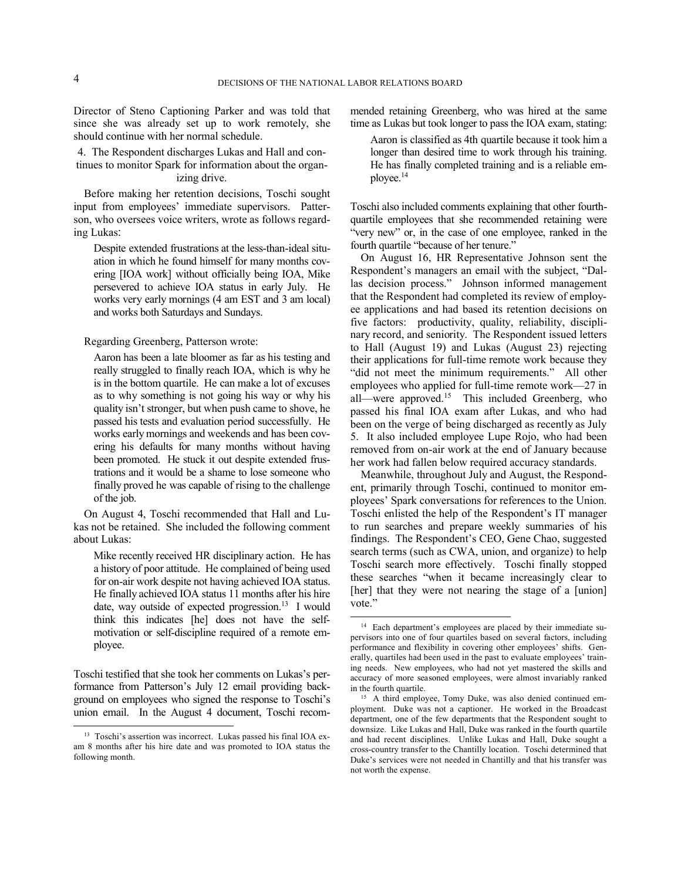Director of Steno Captioning Parker and was told that since she was already set up to work remotely, she should continue with her normal schedule.

### 4. The Respondent discharges Lukas and Hall and continues to monitor Spark for information about the organizing drive.

Before making her retention decisions, Toschi sought input from employees' immediate supervisors. Patterson, who oversees voice writers, wrote as follows regarding Lukas:

> Despite extended frustrations at the less-than-ideal situation in which he found himself for many months covering [IOA work] without officially being IOA, Mike persevered to achieve IOA status in early July. He works very early mornings (4 am EST and 3 am local) and works both Saturdays and Sundays.

Regarding Greenberg, Patterson wrote:

> Aaron has been a late bloomer as far as his testing and really struggled to finally reach IOA, which is why he is in the bottom quartile. He can make a lot of excuses as to why something is not going his way or why his quality isn't stronger, but when push came to shove, he passed his tests and evaluation period successfully. He works early mornings and weekends and has been covering his defaults for many months without having been promoted. He stuck it out despite extended frustrations and it would be a shame to lose someone who finally proved he was capable of rising to the challenge of the job.

On August 4, Toschi recommended that Hall and Lukas not be retained. She included the following comment about Lukas:

> Mike recently received HR disciplinary action. He has a history of poor attitude. He complained of being used for on-air work despite not having achieved IOA status. He finally achieved IOA status 11 months after his hire date, way outside of expected progression.[13] I would think this indicates [he] does not have the self-motivation or self-discipline required of a remote employee.

Toschi testified that she took her comments on Lukas's performance from Patterson's July 12 email providing background on employees who signed the response to Toschi's union email. In the August 4 document, Toschi recommended retaining Greenberg, who was hired at the same time as Lukas but took longer to pass the IOA exam, stating:

> Aaron is classified as 4th quartile because it took him a longer than desired time to work through his training. He has finally completed training and is a reliable employee.[14]

Toschi also included comments explaining that other fourth-quartile employees that she recommended retaining were "very new" or, in the case of one employee, ranked in the fourth quartile "because of her tenure."

On August 16, HR Representative Johnson sent the Respondent's managers an email with the subject, "Dallas decision process." Johnson informed management that the Respondent had completed its review of employee applications and had based its retention decisions on five factors: productivity, quality, reliability, disciplinary record, and seniority. The Respondent issued letters to Hall (August 19) and Lukas (August 23) rejecting their applications for full-time remote work because they "did not meet the minimum requirements." All other employees who applied for full-time remote work—27 in all—were approved.[15] This included Greenberg, who passed his final IOA exam after Lukas, and who had been on the verge of being discharged as recently as July 5. It also included employee Lupe Rojo, who had been removed from on-air work at the end of January because her work had fallen below required accuracy standards.

Meanwhile, throughout July and August, the Respondent, primarily through Toschi, continued to monitor employees' Spark conversations for references to the Union. Toschi enlisted the help of the Respondent's IT manager to run searches and prepare weekly summaries of his findings. The Respondent's CEO, Gene Chao, suggested search terms (such as CWA, union, and organize) to help Toschi search more effectively. Toschi finally stopped these searches "when it became increasingly clear to [her] that they were not nearing the stage of a [union] vote."

---

[13] Toschi's assertion was incorrect. Lukas passed his final IOA exam 8 months after his hire date and was promoted to IOA status the following month.

[14] Each department's employees are placed by their immediate supervisors into one of four quartiles based on several factors, including performance and flexibility in covering other employees' shifts. Generally, quartiles had been used in the past to evaluate employees' training needs. New employees, who had not yet mastered the skills and accuracy of more seasoned employees, were almost invariably ranked in the fourth quartile.

[15] A third employee, Tomy Duke, was also denied continued employment. Duke was not a captioner. He worked in the Broadcast department, one of the few departments that the Respondent sought to downsize. Like Lukas and Hall, Duke was ranked in the fourth quartile and had recent disciplines. Unlike Lukas and Hall, Duke sought a cross-country transfer to the Chantilly location. Toschi determined that Duke's services were not needed in Chantilly and that his transfer was not worth the expense.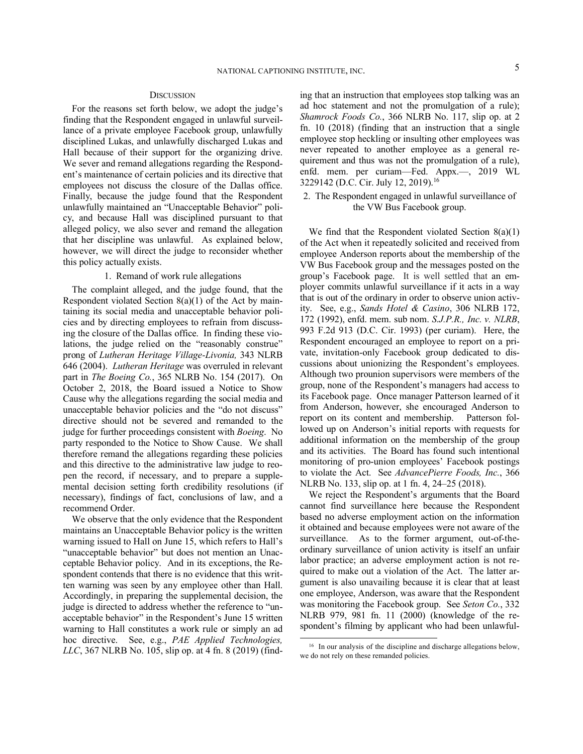## DISCUSSION

For the reasons set forth below, we adopt the judge's finding that the Respondent engaged in unlawful surveillance of a private employee Facebook group, unlawfully disciplined Lukas, and unlawfully discharged Lukas and Hall because of their support for the organizing drive. We sever and remand allegations regarding the Respondent's maintenance of certain policies and its directive that employees not discuss the closure of the Dallas office. Finally, because the judge found that the Respondent unlawfully maintained an "Unacceptable Behavior" policy, and because Hall was disciplined pursuant to that alleged policy, we also sever and remand the allegation that her discipline was unlawful. As explained below, however, we will direct the judge to reconsider whether this policy actually exists.

### 1. Remand of work rule allegations

The complaint alleged, and the judge found, that the Respondent violated Section 8(a)(1) of the Act by maintaining its social media and unacceptable behavior policies and by directing employees to refrain from discussing the closure of the Dallas office. In finding these violations, the judge relied on the "reasonably construe" prong of *Lutheran Heritage Village-Livonia,* 343 NLRB 646 (2004). *Lutheran Heritage* was overruled in relevant part in *The Boeing Co.*, 365 NLRB No. 154 (2017). On October 2, 2018, the Board issued a Notice to Show Cause why the allegations regarding the social media and unacceptable behavior policies and the "do not discuss" directive should not be severed and remanded to the judge for further proceedings consistent with *Boeing*. No party responded to the Notice to Show Cause. We shall therefore remand the allegations regarding these policies and this directive to the administrative law judge to reopen the record, if necessary, and to prepare a supplemental decision setting forth credibility resolutions (if necessary), findings of fact, conclusions of law, and a recommend Order.

We observe that the only evidence that the Respondent maintains an Unacceptable Behavior policy is the written warning issued to Hall on June 15, which refers to Hall's "unacceptable behavior" but does not mention an Unacceptable Behavior policy. And in its exceptions, the Respondent contends that there is no evidence that this written warning was seen by any employee other than Hall. Accordingly, in preparing the supplemental decision, the judge is directed to address whether the reference to "unacceptable behavior" in the Respondent's June 15 written warning to Hall constitutes a work rule or simply an ad hoc directive. See, e.g., *PAE Applied Technologies, LLC*, 367 NLRB No. 105, slip op. at 4 fn. 8 (2019) (finding that an instruction that employees stop talking was an ad hoc statement and not the promulgation of a rule); *Shamrock Foods Co.*, 366 NLRB No. 117, slip op. at 2 fn. 10 (2018) (finding that an instruction that a single employee stop heckling or insulting other employees was never repeated to another employee as a general requirement and thus was not the promulgation of a rule), enfd. mem. per curiam—Fed. Appx.—, 2019 WL 3229142 (D.C. Cir. July 12, 2019).[16]

### 2. The Respondent engaged in unlawful surveillance of the VW Bus Facebook group.

We find that the Respondent violated Section 8(a)(1) of the Act when it repeatedly solicited and received from employee Anderson reports about the membership of the VW Bus Facebook group and the messages posted on the group's Facebook page. It is well settled that an employer commits unlawful surveillance if it acts in a way that is out of the ordinary in order to observe union activity. See, e.g., *Sands Hotel & Casino*, 306 NLRB 172, 172 (1992), enfd. mem. sub nom. *S.J.P.R., Inc. v. NLRB*, 993 F.2d 913 (D.C. Cir. 1993) (per curiam). Here, the Respondent encouraged an employee to report on a private, invitation-only Facebook group dedicated to discussions about unionizing the Respondent's employees. Although two prounion supervisors were members of the group, none of the Respondent's managers had access to its Facebook page. Once manager Patterson learned of it from Anderson, however, she encouraged Anderson to report on its content and membership. Patterson followed up on Anderson's initial reports with requests for additional information on the membership of the group and its activities. The Board has found such intentional monitoring of pro-union employees' Facebook postings to violate the Act. See *AdvancePierre Foods, Inc.*, 366 NLRB No. 133, slip op. at 1 fn. 4, 24–25 (2018).

We reject the Respondent's arguments that the Board cannot find surveillance here because the Respondent based no adverse employment action on the information it obtained and because employees were not aware of the surveillance. As to the former argument, out-of-the-ordinary surveillance of union activity is itself an unfair labor practice; an adverse employment action is not required to make out a violation of the Act. The latter argument is also unavailing because it is clear that at least one employee, Anderson, was aware that the Respondent was monitoring the Facebook group. See *Seton Co.*, 332 NLRB 979, 981 fn. 11 (2000) (knowledge of the respondent's filming by applicant who had been unlawful-

[16] In our analysis of the discipline and discharge allegations below, we do not rely on these remanded policies.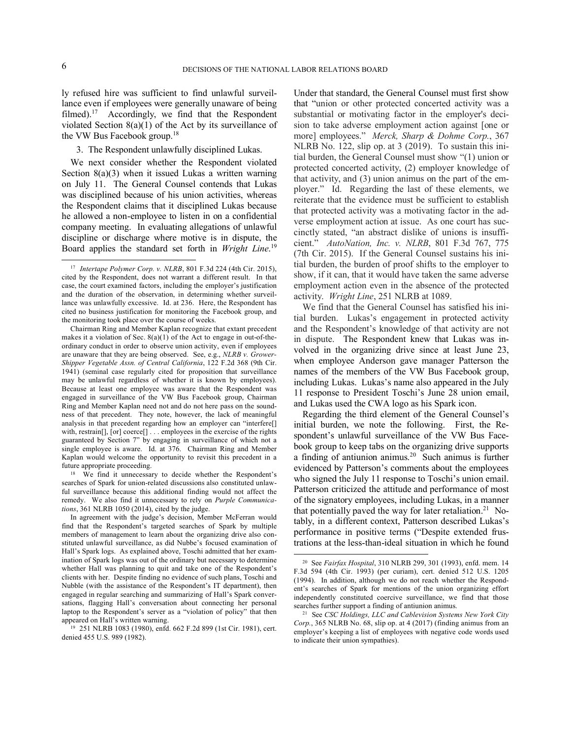ly refused hire was sufficient to find unlawful surveillance even if employees were generally unaware of being filmed).[17] Accordingly, we find that the Respondent violated Section 8(a)(1) of the Act by its surveillance of the VW Bus Facebook group.[18]

3. The Respondent unlawfully disciplined Lukas.

We next consider whether the Respondent violated Section 8(a)(3) when it issued Lukas a written warning on July 11. The General Counsel contends that Lukas was disciplined because of his union activities, whereas the Respondent claims that it disciplined Lukas because he allowed a non-employee to listen in on a confidential company meeting. In evaluating allegations of unlawful discipline or discharge where motive is in dispute, the Board applies the standard set forth in *Wright Line*.[19] Under that standard, the General Counsel must first show that "union or other protected concerted activity was a substantial or motivating factor in the employer's decision to take adverse employment action against [one or more] employees." *Merck, Sharp & Dohme Corp.*, 367 NLRB No. 122, slip op. at 3 (2019). To sustain this initial burden, the General Counsel must show "(1) union or protected concerted activity, (2) employer knowledge of that activity, and (3) union animus on the part of the employer." Id. Regarding the last of these elements, we reiterate that the evidence must be sufficient to establish that protected activity was a motivating factor in the adverse employment action at issue. As one court has succinctly stated, "an abstract dislike of unions is insufficient." *AutoNation, Inc. v. NLRB*, 801 F.3d 767, 775 (7th Cir. 2015). If the General Counsel sustains his initial burden, the burden of proof shifts to the employer to show, if it can, that it would have taken the same adverse employment action even in the absence of the protected activity. *Wright Line*, 251 NLRB at 1089.

We find that the General Counsel has satisfied his initial burden. Lukas's engagement in protected activity and the Respondent's knowledge of that activity are not in dispute. The Respondent knew that Lukas was involved in the organizing drive since at least June 23, when employee Anderson gave manager Patterson the names of the members of the VW Bus Facebook group, including Lukas. Lukas's name also appeared in the July 11 response to President Toschi's June 28 union email, and Lukas used the CWA logo as his Spark icon.

Regarding the third element of the General Counsel's initial burden, we note the following. First, the Respondent's unlawful surveillance of the VW Bus Facebook group to keep tabs on the organizing drive supports a finding of antiunion animus.[20] Such animus is further evidenced by Patterson's comments about the employees who signed the July 11 response to Toschi's union email. Patterson criticized the attitude and performance of most of the signatory employees, including Lukas, in a manner that potentially paved the way for later retaliation.[21] Notably, in a different context, Patterson described Lukas's performance in positive terms ("Despite extended frustrations at the less-than-ideal situation in which he found

---

[17] *Intertape Polymer Corp. v. NLRB*, 801 F.3d 224 (4th Cir. 2015), cited by the Respondent, does not warrant a different result. In that case, the court examined factors, including the employer's justification and the duration of the observation, in determining whether surveillance was unlawfully excessive. Id. at 236. Here, the Respondent has cited no business justification for monitoring the Facebook group, and the monitoring took place over the course of weeks.

Chairman Ring and Member Kaplan recognize that extant precedent makes it a violation of Sec. 8(a)(1) of the Act to engage in out-of-the-ordinary conduct in order to observe union activity, even if employees are unaware that they are being observed. See, e.g., *NLRB v. Grower-Shipper Vegetable Assn. of Central California*, 122 F.2d 368 (9th Cir. 1941) (seminal case regularly cited for proposition that surveillance may be unlawful regardless of whether it is known by employees). Because at least one employee was aware that the Respondent was engaged in surveillance of the VW Bus Facebook group, Chairman Ring and Member Kaplan need not and do not here pass on the soundness of that precedent. They note, however, the lack of meaningful analysis in that precedent regarding how an employer can "interfere[] with, restrain[], [or] coerce[] . . . employees in the exercise of the rights guaranteed by Section 7" by engaging in surveillance of which not a single employee is aware. Id. at 376. Chairman Ring and Member Kaplan would welcome the opportunity to revisit this precedent in a future appropriate proceeding.

[18] We find it unnecessary to decide whether the Respondent's searches of Spark for union-related discussions also constituted unlawful surveillance because this additional finding would not affect the remedy. We also find it unnecessary to rely on *Purple Communications*, 361 NLRB 1050 (2014), cited by the judge.

In agreement with the judge's decision, Member McFerran would find that the Respondent's targeted searches of Spark by multiple members of management to learn about the organizing drive also constituted unlawful surveillance, as did Nubbe's focused examination of Hall's Spark logs. As explained above, Toschi admitted that her examination of Spark logs was out of the ordinary but necessary to determine whether Hall was planning to quit and take one of the Respondent's clients with her. Despite finding no evidence of such plans, Toschi and Nubble (with the assistance of the Respondent's IT department), then engaged in regular searching and summarizing of Hall's Spark conversations, flagging Hall's conversation about connecting her personal laptop to the Respondent's server as a "violation of policy" that then appeared on Hall's written warning.

[19] 251 NLRB 1083 (1980), enfd. 662 F.2d 899 (1st Cir. 1981), cert. denied 455 U.S. 989 (1982).

[20] See *Fairfax Hospital*, 310 NLRB 299, 301 (1993), enfd. mem. 14 F.3d 594 (4th Cir. 1993) (per curiam), cert. denied 512 U.S. 1205 (1994). In addition, although we do not reach whether the Respondent's searches of Spark for mentions of the union organizing effort independently constituted coercive surveillance, we find that those searches further support a finding of antiunion animus.

[21] See *CSC Holdings, LLC and Cablevision Systems New York City Corp.*, 365 NLRB No. 68, slip op. at 4 (2017) (finding animus from an employer's keeping a list of employees with negative code words used to indicate their union sympathies).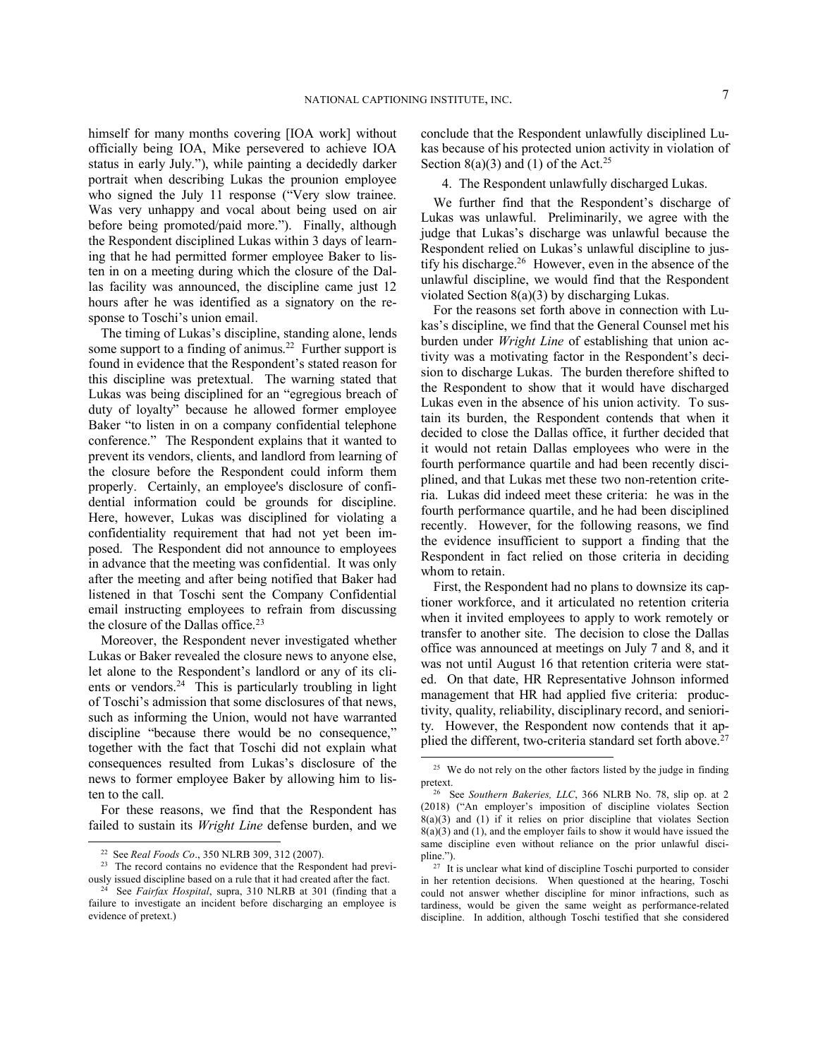himself for many months covering [IOA work] without officially being IOA, Mike persevered to achieve IOA status in early July."), while painting a decidedly darker portrait when describing Lukas the prounion employee who signed the July 11 response ("Very slow trainee. Was very unhappy and vocal about being used on air before being promoted/paid more."). Finally, although the Respondent disciplined Lukas within 3 days of learning that he had permitted former employee Baker to listen in on a meeting during which the closure of the Dallas facility was announced, the discipline came just 12 hours after he was identified as a signatory on the response to Toschi's union email.

The timing of Lukas's discipline, standing alone, lends some support to a finding of animus.[22] Further support is found in evidence that the Respondent's stated reason for this discipline was pretextual. The warning stated that Lukas was being disciplined for an "egregious breach of duty of loyalty" because he allowed former employee Baker "to listen in on a company confidential telephone conference." The Respondent explains that it wanted to prevent its vendors, clients, and landlord from learning of the closure before the Respondent could inform them properly. Certainly, an employee's disclosure of confidential information could be grounds for discipline. Here, however, Lukas was disciplined for violating a confidentiality requirement that had not yet been imposed. The Respondent did not announce to employees in advance that the meeting was confidential. It was only after the meeting and after being notified that Baker had listened in that Toschi sent the Company Confidential email instructing employees to refrain from discussing the closure of the Dallas office.[23]

Moreover, the Respondent never investigated whether Lukas or Baker revealed the closure news to anyone else, let alone to the Respondent's landlord or any of its clients or vendors.[24] This is particularly troubling in light of Toschi's admission that some disclosures of that news, such as informing the Union, would not have warranted discipline "because there would be no consequence," together with the fact that Toschi did not explain what consequences resulted from Lukas's disclosure of the news to former employee Baker by allowing him to listen to the call.

For these reasons, we find that the Respondent has failed to sustain its *Wright Line* defense burden, and we conclude that the Respondent unlawfully disciplined Lukas because of his protected union activity in violation of Section 8(a)(3) and (1) of the Act.[25]

4. The Respondent unlawfully discharged Lukas.

We further find that the Respondent's discharge of Lukas was unlawful. Preliminarily, we agree with the judge that Lukas's discharge was unlawful because the Respondent relied on Lukas's unlawful discipline to justify his discharge.[26] However, even in the absence of the unlawful discipline, we would find that the Respondent violated Section 8(a)(3) by discharging Lukas.

For the reasons set forth above in connection with Lukas's discipline, we find that the General Counsel met his burden under *Wright Line* of establishing that union activity was a motivating factor in the Respondent's decision to discharge Lukas. The burden therefore shifted to the Respondent to show that it would have discharged Lukas even in the absence of his union activity. To sustain its burden, the Respondent contends that when it decided to close the Dallas office, it further decided that it would not retain Dallas employees who were in the fourth performance quartile and had been recently disciplined, and that Lukas met these two non-retention criteria. Lukas did indeed meet these criteria: he was in the fourth performance quartile, and he had been disciplined recently. However, for the following reasons, we find the evidence insufficient to support a finding that the Respondent in fact relied on those criteria in deciding whom to retain.

First, the Respondent had no plans to downsize its captioner workforce, and it articulated no retention criteria when it invited employees to apply to work remotely or transfer to another site. The decision to close the Dallas office was announced at meetings on July 7 and 8, and it was not until August 16 that retention criteria were stated. On that date, HR Representative Johnson informed management that HR had applied five criteria: productivity, quality, reliability, disciplinary record, and seniority. However, the Respondent now contends that it applied the different, two-criteria standard set forth above.[27]

---

[22] See *Real Foods Co*., 350 NLRB 309, 312 (2007).

[23] The record contains no evidence that the Respondent had previously issued discipline based on a rule that it had created after the fact.

[24] See *Fairfax Hospital*, supra, 310 NLRB at 301 (finding that a failure to investigate an incident before discharging an employee is evidence of pretext.)

[25] We do not rely on the other factors listed by the judge in finding pretext.

[26] See *Southern Bakeries, LLC*, 366 NLRB No. 78, slip op. at 2 (2018) ("An employer's imposition of discipline violates Section 8(a)(3) and (1) if it relies on prior discipline that violates Section 8(a)(3) and (1), and the employer fails to show it would have issued the same discipline even without reliance on the prior unlawful discipline.").

[27] It is unclear what kind of discipline Toschi purported to consider in her retention decisions. When questioned at the hearing, Toschi could not answer whether discipline for minor infractions, such as tardiness, would be given the same weight as performance-related discipline. In addition, although Toschi testified that she considered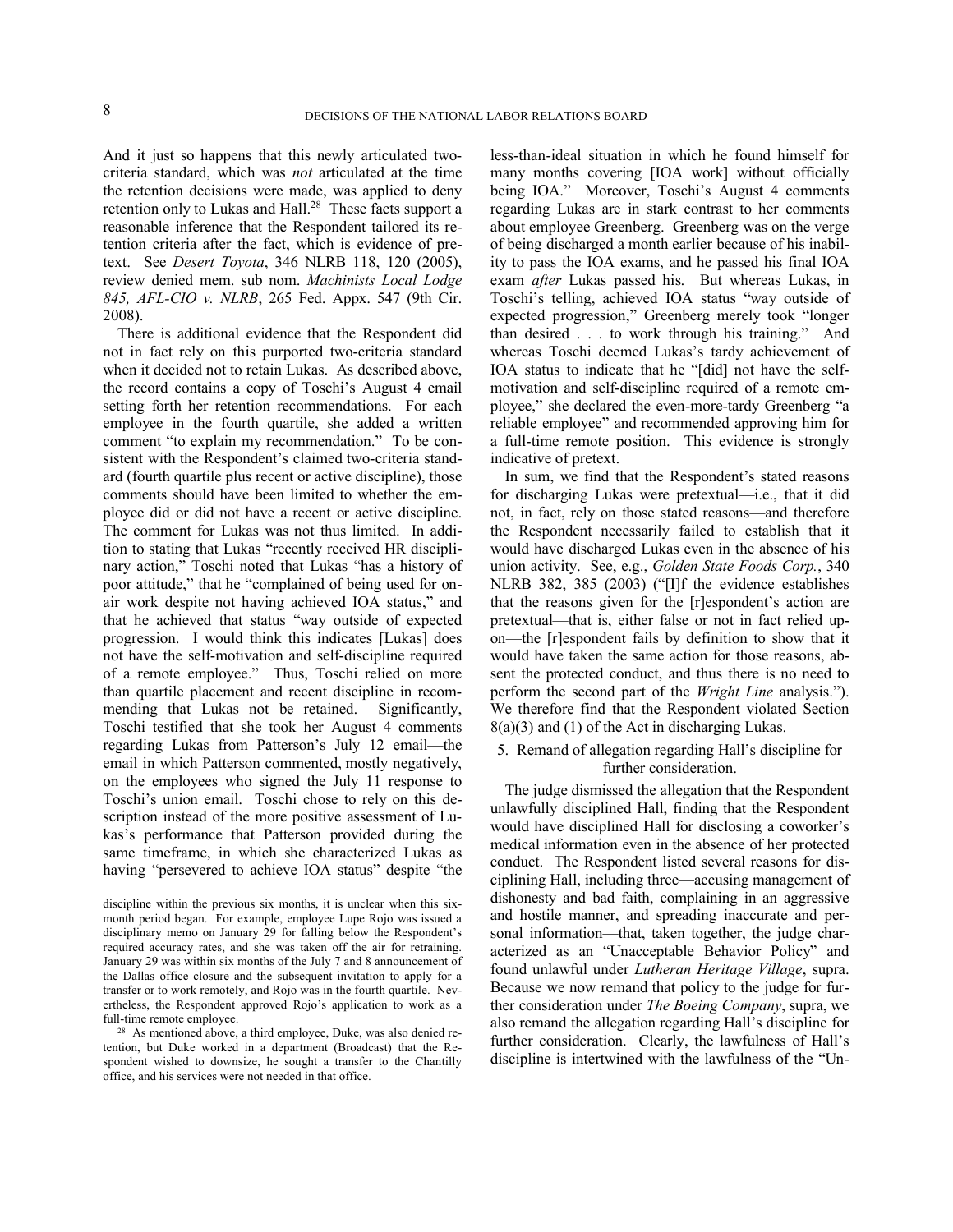And it just so happens that this newly articulated two-criteria standard, which was *not* articulated at the time the retention decisions were made, was applied to deny retention only to Lukas and Hall.[28] These facts support a reasonable inference that the Respondent tailored its retention criteria after the fact, which is evidence of pretext. See *Desert Toyota*, 346 NLRB 118, 120 (2005), review denied mem. sub nom. *Machinists Local Lodge 845, AFL-CIO v. NLRB*, 265 Fed. Appx. 547 (9th Cir. 2008).

There is additional evidence that the Respondent did not in fact rely on this purported two-criteria standard when it decided not to retain Lukas. As described above, the record contains a copy of Toschi's August 4 email setting forth her retention recommendations. For each employee in the fourth quartile, she added a written comment "to explain my recommendation." To be consistent with the Respondent's claimed two-criteria standard (fourth quartile plus recent or active discipline), those comments should have been limited to whether the employee did or did not have a recent or active discipline. The comment for Lukas was not thus limited. In addition to stating that Lukas "recently received HR disciplinary action," Toschi noted that Lukas "has a history of poor attitude," that he "complained of being used for on-air work despite not having achieved IOA status," and that he achieved that status "way outside of expected progression. I would think this indicates [Lukas] does not have the self-motivation and self-discipline required of a remote employee." Thus, Toschi relied on more than quartile placement and recent discipline in recommending that Lukas not be retained. Significantly, Toschi testified that she took her August 4 comments regarding Lukas from Patterson's July 12 email—the email in which Patterson commented, mostly negatively, on the employees who signed the July 11 response to Toschi's union email. Toschi chose to rely on this description instead of the more positive assessment of Lukas's performance that Patterson provided during the same timeframe, in which she characterized Lukas as having "persevered to achieve IOA status" despite "the less-than-ideal situation in which he found himself for many months covering [IOA work] without officially being IOA." Moreover, Toschi's August 4 comments regarding Lukas are in stark contrast to her comments about employee Greenberg. Greenberg was on the verge of being discharged a month earlier because of his inability to pass the IOA exams, and he passed his final IOA exam *after* Lukas passed his. But whereas Lukas, in Toschi's telling, achieved IOA status "way outside of expected progression," Greenberg merely took "longer than desired . . . to work through his training." And whereas Toschi deemed Lukas's tardy achievement of IOA status to indicate that he "[did] not have the self-motivation and self-discipline required of a remote employee," she declared the even-more-tardy Greenberg "a reliable employee" and recommended approving him for a full-time remote position. This evidence is strongly indicative of pretext.

In sum, we find that the Respondent's stated reasons for discharging Lukas were pretextual—i.e., that it did not, in fact, rely on those stated reasons—and therefore the Respondent necessarily failed to establish that it would have discharged Lukas even in the absence of his union activity. See, e.g., *Golden State Foods Corp.*, 340 NLRB 382, 385 (2003) ("[I]f the evidence establishes that the reasons given for the [r]espondent's action are pretextual—that is, either false or not in fact relied upon—the [r]espondent fails by definition to show that it would have taken the same action for those reasons, absent the protected conduct, and thus there is no need to perform the second part of the *Wright Line* analysis."). We therefore find that the Respondent violated Section 8(a)(3) and (1) of the Act in discharging Lukas.

### 5. Remand of allegation regarding Hall's discipline for further consideration.

The judge dismissed the allegation that the Respondent unlawfully disciplined Hall, finding that the Respondent would have disciplined Hall for disclosing a coworker's medical information even in the absence of her protected conduct. The Respondent listed several reasons for disciplining Hall, including three—accusing management of dishonesty and bad faith, complaining in an aggressive and hostile manner, and spreading inaccurate and personal information—that, taken together, the judge characterized as an "Unacceptable Behavior Policy" and found unlawful under *Lutheran Heritage Village*, supra. Because we now remand that policy to the judge for further consideration under *The Boeing Company*, supra, we also remand the allegation regarding Hall's discipline for further consideration. Clearly, the lawfulness of Hall's discipline is intertwined with the lawfulness of the "Un-

---

discipline within the previous six months, it is unclear when this six-month period began. For example, employee Lupe Rojo was issued a disciplinary memo on January 29 for falling below the Respondent's required accuracy rates, and she was taken off the air for retraining. January 29 was within six months of the July 7 and 8 announcement of the Dallas office closure and the subsequent invitation to apply for a transfer or to work remotely, and Rojo was in the fourth quartile. Nevertheless, the Respondent approved Rojo's application to work as a full-time remote employee.

[28] As mentioned above, a third employee, Duke, was also denied retention, but Duke worked in a department (Broadcast) that the Respondent wished to downsize, he sought a transfer to the Chantilly office, and his services were not needed in that office.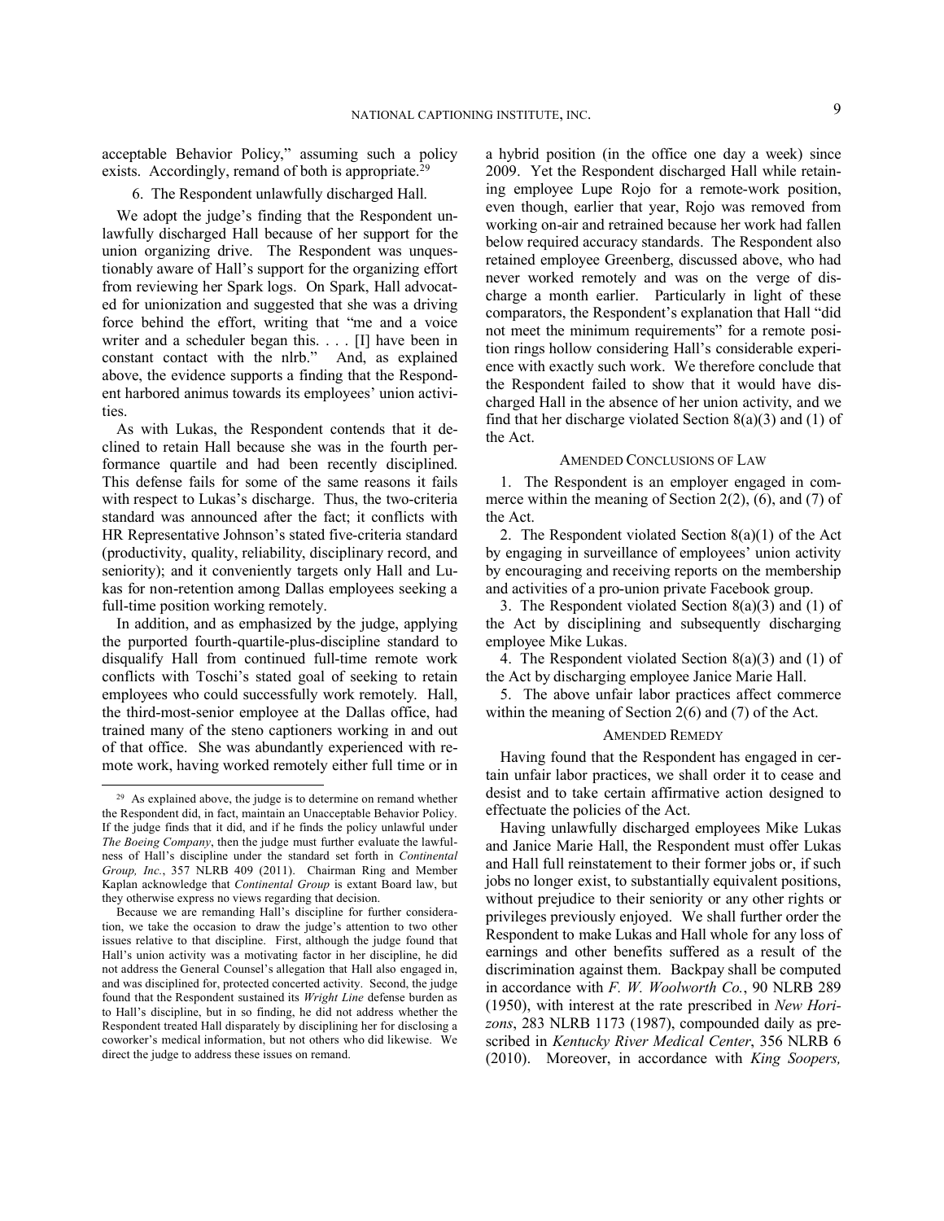acceptable Behavior Policy," assuming such a policy exists. Accordingly, remand of both is appropriate.[29]

6. The Respondent unlawfully discharged Hall.

We adopt the judge's finding that the Respondent unlawfully discharged Hall because of her support for the union organizing drive. The Respondent was unquestionably aware of Hall's support for the organizing effort from reviewing her Spark logs. On Spark, Hall advocated for unionization and suggested that she was a driving force behind the effort, writing that "me and a voice writer and a scheduler began this. . . . [I] have been in constant contact with the nlrb." And, as explained above, the evidence supports a finding that the Respondent harbored animus towards its employees' union activities.

As with Lukas, the Respondent contends that it declined to retain Hall because she was in the fourth performance quartile and had been recently disciplined. This defense fails for some of the same reasons it fails with respect to Lukas's discharge. Thus, the two-criteria standard was announced after the fact; it conflicts with HR Representative Johnson's stated five-criteria standard (productivity, quality, reliability, disciplinary record, and seniority); and it conveniently targets only Hall and Lukas for non-retention among Dallas employees seeking a full-time position working remotely.

In addition, and as emphasized by the judge, applying the purported fourth-quartile-plus-discipline standard to disqualify Hall from continued full-time remote work conflicts with Toschi's stated goal of seeking to retain employees who could successfully work remotely. Hall, the third-most-senior employee at the Dallas office, had trained many of the steno captioners working in and out of that office. She was abundantly experienced with remote work, having worked remotely either full time or in a hybrid position (in the office one day a week) since 2009. Yet the Respondent discharged Hall while retaining employee Lupe Rojo for a remote-work position, even though, earlier that year, Rojo was removed from working on-air and retrained because her work had fallen below required accuracy standards. The Respondent also retained employee Greenberg, discussed above, who had never worked remotely and was on the verge of discharge a month earlier. Particularly in light of these comparators, the Respondent's explanation that Hall "did not meet the minimum requirements" for a remote position rings hollow considering Hall's considerable experience with exactly such work. We therefore conclude that the Respondent failed to show that it would have discharged Hall in the absence of her union activity, and we find that her discharge violated Section 8(a)(3) and (1) of the Act.

## AMENDED CONCLUSIONS OF LAW

1. The Respondent is an employer engaged in commerce within the meaning of Section 2(2), (6), and (7) of the Act.

2. The Respondent violated Section 8(a)(1) of the Act by engaging in surveillance of employees' union activity by encouraging and receiving reports on the membership and activities of a pro-union private Facebook group.

3. The Respondent violated Section 8(a)(3) and (1) of the Act by disciplining and subsequently discharging employee Mike Lukas.

4. The Respondent violated Section 8(a)(3) and (1) of the Act by discharging employee Janice Marie Hall.

5. The above unfair labor practices affect commerce within the meaning of Section 2(6) and (7) of the Act.

## AMENDED REMEDY

Having found that the Respondent has engaged in certain unfair labor practices, we shall order it to cease and desist and to take certain affirmative action designed to effectuate the policies of the Act.

Having unlawfully discharged employees Mike Lukas and Janice Marie Hall, the Respondent must offer Lukas and Hall full reinstatement to their former jobs or, if such jobs no longer exist, to substantially equivalent positions, without prejudice to their seniority or any other rights or privileges previously enjoyed. We shall further order the Respondent to make Lukas and Hall whole for any loss of earnings and other benefits suffered as a result of the discrimination against them. Backpay shall be computed in accordance with *F. W. Woolworth Co.*, 90 NLRB 289 (1950), with interest at the rate prescribed in *New Horizons*, 283 NLRB 1173 (1987), compounded daily as prescribed in *Kentucky River Medical Center*, 356 NLRB 6 (2010). Moreover, in accordance with *King Soopers,*

---

[29] As explained above, the judge is to determine on remand whether the Respondent did, in fact, maintain an Unacceptable Behavior Policy. If the judge finds that it did, and if he finds the policy unlawful under *The Boeing Company*, then the judge must further evaluate the lawfulness of Hall's discipline under the standard set forth in *Continental Group, Inc.*, 357 NLRB 409 (2011). Chairman Ring and Member Kaplan acknowledge that *Continental Group* is extant Board law, but they otherwise express no views regarding that decision.

Because we are remanding Hall's discipline for further consideration, we take the occasion to draw the judge's attention to two other issues relative to that discipline. First, although the judge found that Hall's union activity was a motivating factor in her discipline, he did not address the General Counsel's allegation that Hall also engaged in, and was disciplined for, protected concerted activity. Second, the judge found that the Respondent sustained its *Wright Line* defense burden as to Hall's discipline, but in so finding, he did not address whether the Respondent treated Hall disparately by disciplining her for disclosing a coworker's medical information, but not others who did likewise. We direct the judge to address these issues on remand.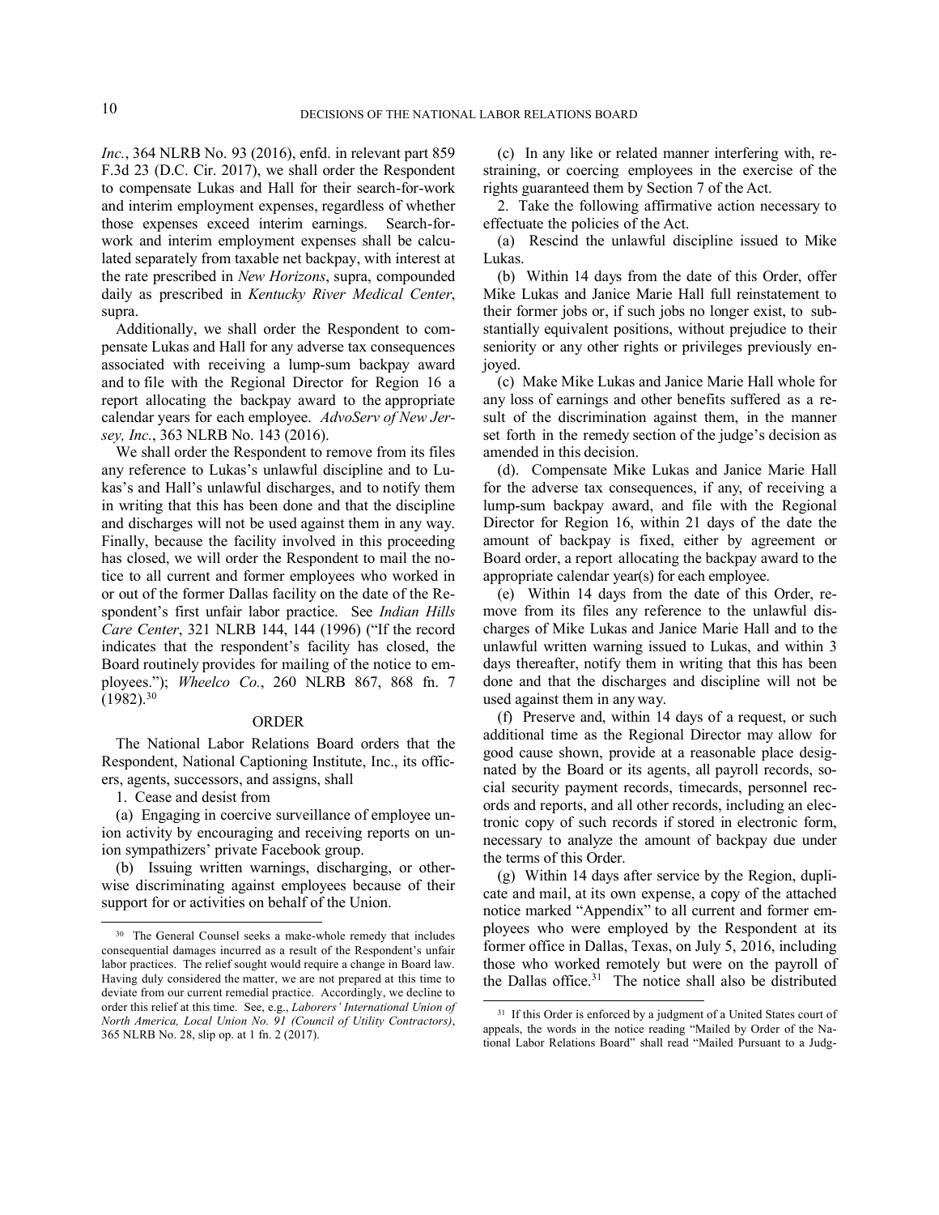*Inc.*, 364 NLRB No. 93 (2016), enfd. in relevant part 859 F.3d 23 (D.C. Cir. 2017), we shall order the Respondent to compensate Lukas and Hall for their search-for-work and interim employment expenses, regardless of whether those expenses exceed interim earnings. Search-for-work and interim employment expenses shall be calculated separately from taxable net backpay, with interest at the rate prescribed in *New Horizons*, supra, compounded daily as prescribed in *Kentucky River Medical Center*, supra.

Additionally, we shall order the Respondent to compensate Lukas and Hall for any adverse tax consequences associated with receiving a lump-sum backpay award and to file with the Regional Director for Region 16 a report allocating the backpay award to the appropriate calendar years for each employee. *AdvoServ of New Jersey, Inc.*, 363 NLRB No. 143 (2016).

We shall order the Respondent to remove from its files any reference to Lukas's unlawful discipline and to Lukas's and Hall's unlawful discharges, and to notify them in writing that this has been done and that the discipline and discharges will not be used against them in any way. Finally, because the facility involved in this proceeding has closed, we will order the Respondent to mail the notice to all current and former employees who worked in or out of the former Dallas facility on the date of the Respondent's first unfair labor practice. See *Indian Hills Care Center*, 321 NLRB 144, 144 (1996) ("If the record indicates that the respondent's facility has closed, the Board routinely provides for mailing of the notice to employees."); *Wheelco Co.*, 260 NLRB 867, 868 fn. 7 (1982).[30]

## ORDER

The National Labor Relations Board orders that the Respondent, National Captioning Institute, Inc., its officers, agents, successors, and assigns, shall

1. Cease and desist from

(a) Engaging in coercive surveillance of employee union activity by encouraging and receiving reports on union sympathizers' private Facebook group.

(b) Issuing written warnings, discharging, or otherwise discriminating against employees because of their support for or activities on behalf of the Union.

(c) In any like or related manner interfering with, restraining, or coercing employees in the exercise of the rights guaranteed them by Section 7 of the Act.

2. Take the following affirmative action necessary to effectuate the policies of the Act.

(a) Rescind the unlawful discipline issued to Mike Lukas.

(b) Within 14 days from the date of this Order, offer Mike Lukas and Janice Marie Hall full reinstatement to their former jobs or, if such jobs no longer exist, to substantially equivalent positions, without prejudice to their seniority or any other rights or privileges previously enjoyed.

(c) Make Mike Lukas and Janice Marie Hall whole for any loss of earnings and other benefits suffered as a result of the discrimination against them, in the manner set forth in the remedy section of the judge's decision as amended in this decision.

(d). Compensate Mike Lukas and Janice Marie Hall for the adverse tax consequences, if any, of receiving a lump-sum backpay award, and file with the Regional Director for Region 16, within 21 days of the date the amount of backpay is fixed, either by agreement or Board order, a report allocating the backpay award to the appropriate calendar year(s) for each employee.

(e) Within 14 days from the date of this Order, remove from its files any reference to the unlawful discharges of Mike Lukas and Janice Marie Hall and to the unlawful written warning issued to Lukas, and within 3 days thereafter, notify them in writing that this has been done and that the discharges and discipline will not be used against them in any way.

(f) Preserve and, within 14 days of a request, or such additional time as the Regional Director may allow for good cause shown, provide at a reasonable place designated by the Board or its agents, all payroll records, social security payment records, timecards, personnel records and reports, and all other records, including an electronic copy of such records if stored in electronic form, necessary to analyze the amount of backpay due under the terms of this Order.

(g) Within 14 days after service by the Region, duplicate and mail, at its own expense, a copy of the attached notice marked "Appendix" to all current and former employees who were employed by the Respondent at its former office in Dallas, Texas, on July 5, 2016, including those who worked remotely but were on the payroll of the Dallas office.[31] The notice shall also be distributed

---

[30] The General Counsel seeks a make-whole remedy that includes consequential damages incurred as a result of the Respondent's unfair labor practices. The relief sought would require a change in Board law. Having duly considered the matter, we are not prepared at this time to deviate from our current remedial practice. Accordingly, we decline to order this relief at this time. See, e.g., *Laborers' International Union of North America, Local Union No. 91 (Council of Utility Contractors)*, 365 NLRB No. 28, slip op. at 1 fn. 2 (2017).

[31] If this Order is enforced by a judgment of a United States court of appeals, the words in the notice reading "Mailed by Order of the National Labor Relations Board" shall read "Mailed Pursuant to a Judg-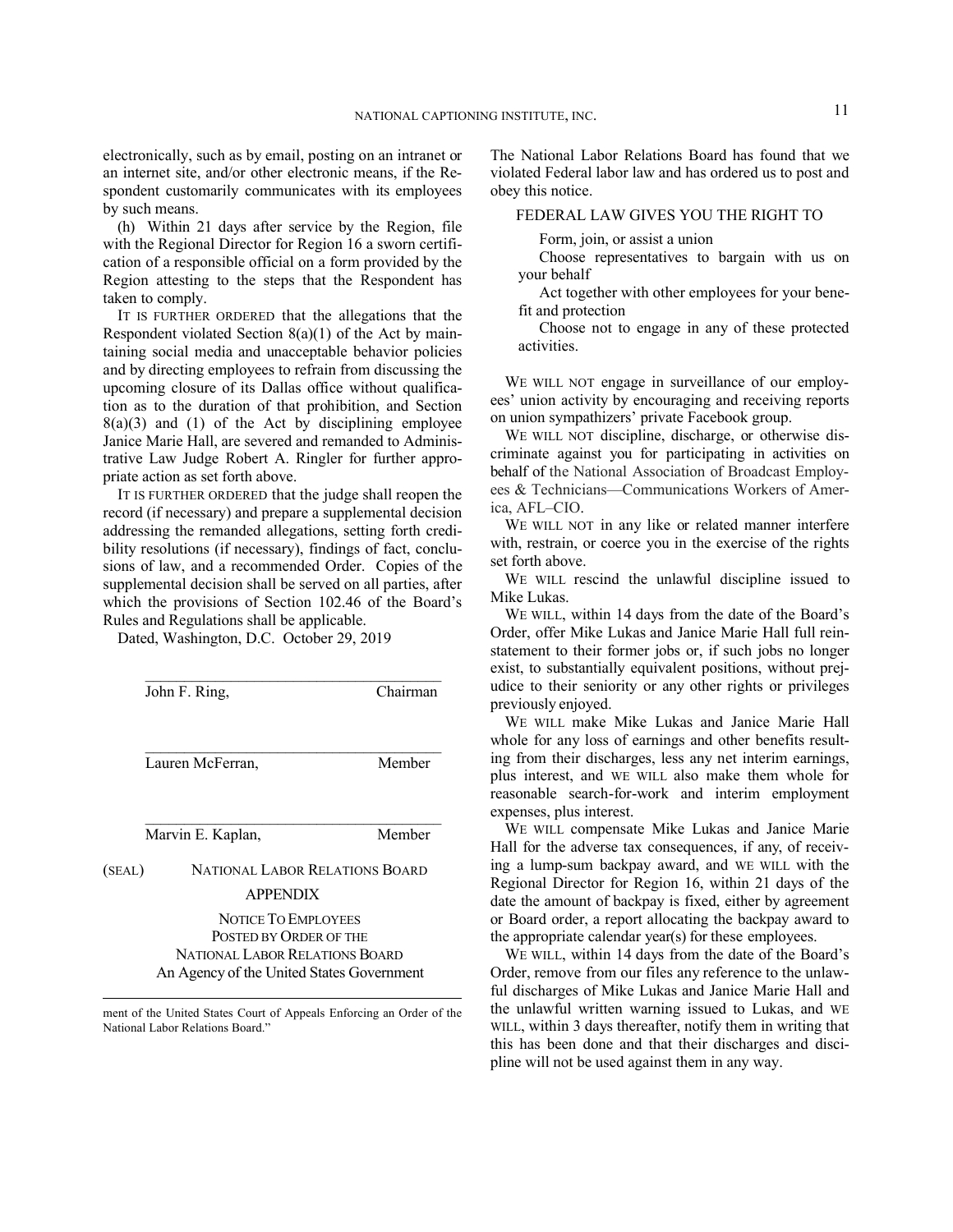electronically, such as by email, posting on an intranet or an internet site, and/or other electronic means, if the Respondent customarily communicates with its employees by such means.

(h) Within 21 days after service by the Region, file with the Regional Director for Region 16 a sworn certification of a responsible official on a form provided by the Region attesting to the steps that the Respondent has taken to comply.

IT IS FURTHER ORDERED that the allegations that the Respondent violated Section 8(a)(1) of the Act by maintaining social media and unacceptable behavior policies and by directing employees to refrain from discussing the upcoming closure of its Dallas office without qualification as to the duration of that prohibition, and Section 8(a)(3) and (1) of the Act by disciplining employee Janice Marie Hall, are severed and remanded to Administrative Law Judge Robert A. Ringler for further appropriate action as set forth above.

IT IS FURTHER ORDERED that the judge shall reopen the record (if necessary) and prepare a supplemental decision addressing the remanded allegations, setting forth credibility resolutions (if necessary), findings of fact, conclusions of law, and a recommended Order. Copies of the supplemental decision shall be served on all parties, after which the provisions of Section 102.46 of the Board's Rules and Regulations shall be applicable.

Dated, Washington, D.C. October 29, 2019

______________________________________
John F. Ring, Chairman

______________________________________
Lauren McFerran, Member

______________________________________
Marvin E. Kaplan, Member

(SEAL) NATIONAL LABOR RELATIONS BOARD

## APPENDIX

NOTICE TO EMPLOYEES
POSTED BY ORDER OF THE
NATIONAL LABOR RELATIONS BOARD
An Agency of the United States Government

The National Labor Relations Board has found that we violated Federal labor law and has ordered us to post and obey this notice.

FEDERAL LAW GIVES YOU THE RIGHT TO

Form, join, or assist a union

Choose representatives to bargain with us on your behalf

Act together with other employees for your benefit and protection

Choose not to engage in any of these protected activities.

WE WILL NOT engage in surveillance of our employees' union activity by encouraging and receiving reports on union sympathizers' private Facebook group.

WE WILL NOT discipline, discharge, or otherwise discriminate against you for participating in activities on behalf of the National Association of Broadcast Employees & Technicians—Communications Workers of America, AFL–CIO.

WE WILL NOT in any like or related manner interfere with, restrain, or coerce you in the exercise of the rights set forth above.

WE WILL rescind the unlawful discipline issued to Mike Lukas.

WE WILL, within 14 days from the date of the Board's Order, offer Mike Lukas and Janice Marie Hall full reinstatement to their former jobs or, if such jobs no longer exist, to substantially equivalent positions, without prejudice to their seniority or any other rights or privileges previously enjoyed.

WE WILL make Mike Lukas and Janice Marie Hall whole for any loss of earnings and other benefits resulting from their discharges, less any net interim earnings, plus interest, and WE WILL also make them whole for reasonable search-for-work and interim employment expenses, plus interest.

WE WILL compensate Mike Lukas and Janice Marie Hall for the adverse tax consequences, if any, of receiving a lump-sum backpay award, and WE WILL with the Regional Director for Region 16, within 21 days of the date the amount of backpay is fixed, either by agreement or Board order, a report allocating the backpay award to the appropriate calendar year(s) for these employees.

WE WILL, within 14 days from the date of the Board's Order, remove from our files any reference to the unlawful discharges of Mike Lukas and Janice Marie Hall and the unlawful written warning issued to Lukas, and WE WILL, within 3 days thereafter, notify them in writing that this has been done and that their discharges and discipline will not be used against them in any way.

ment of the United States Court of Appeals Enforcing an Order of the National Labor Relations Board."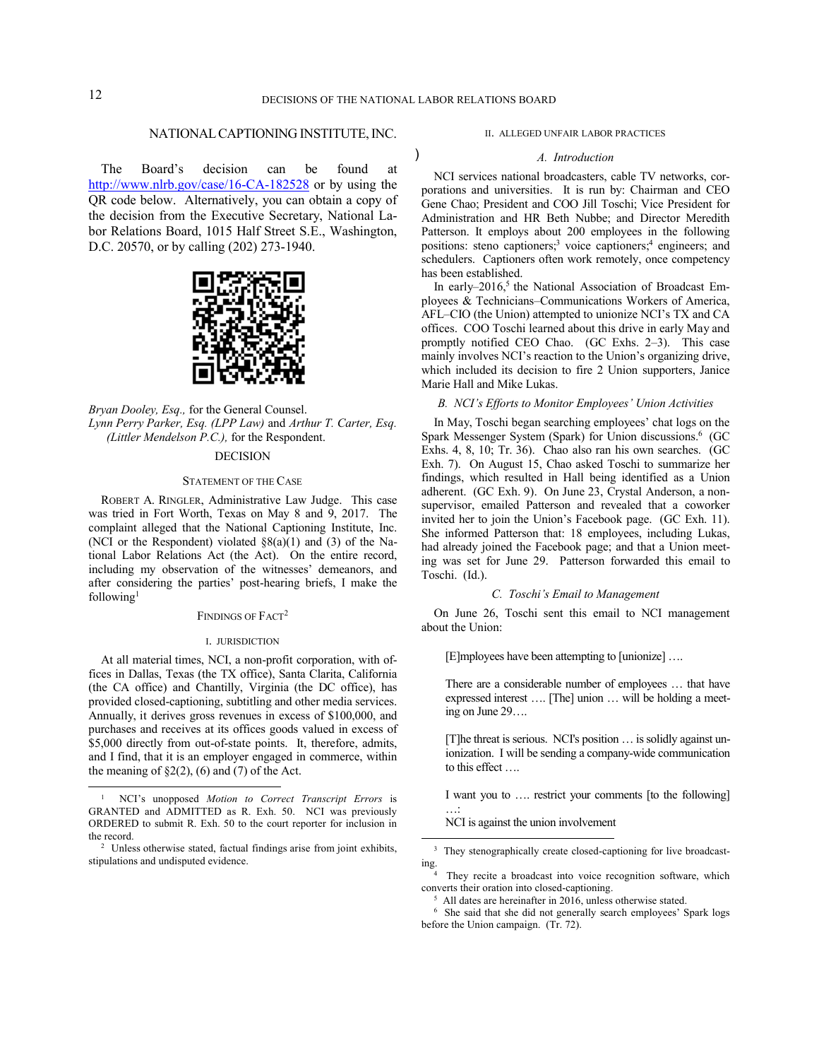# NATIONAL CAPTIONING INSTITUTE, INC.

The Board's decision can be found at http://www.nlrb.gov/case/16-CA-182528 or by using the QR code below. Alternatively, you can obtain a copy of the decision from the Executive Secretary, National Labor Relations Board, 1015 Half Street S.E., Washington, D.C. 20570, or by calling (202) 273-1940.

*Bryan Dooley, Esq.,* for the General Counsel.
*Lynn Perry Parker, Esq. (LPP Law)* and *Arthur T. Carter, Esq. (Littler Mendelson P.C.),* for the Respondent.

## DECISION

### STATEMENT OF THE CASE

ROBERT A. RINGLER, Administrative Law Judge. This case was tried in Fort Worth, Texas on May 8 and 9, 2017. The complaint alleged that the National Captioning Institute, Inc. (NCI or the Respondent) violated §8(a)(1) and (3) of the National Labor Relations Act (the Act). On the entire record, including my observation of the witnesses' demeanors, and after considering the parties' post-hearing briefs, I make the following[1]

### FINDINGS OF FACT[2]

#### I. JURISDICTION

At all material times, NCI, a non-profit corporation, with offices in Dallas, Texas (the TX office), Santa Clarita, California (the CA office) and Chantilly, Virginia (the DC office), has provided closed-captioning, subtitling and other media services. Annually, it derives gross revenues in excess of $100,000, and purchases and receives at its offices goods valued in excess of $5,000 directly from out-of-state points. It, therefore, admits, and I find, that it is an employer engaged in commerce, within the meaning of §2(2), (6) and (7) of the Act.

#### II. ALLEGED UNFAIR LABOR PRACTICES

##### *A. Introduction*

NCI services national broadcasters, cable TV networks, corporations and universities. It is run by: Chairman and CEO Gene Chao; President and COO Jill Toschi; Vice President for Administration and HR Beth Nubbe; and Director Meredith Patterson. It employs about 200 employees in the following positions: steno captioners;[3] voice captioners;[4] engineers; and schedulers. Captioners often work remotely, once competency has been established.

In early–2016,[5] the National Association of Broadcast Employees & Technicians–Communications Workers of America, AFL–CIO (the Union) attempted to unionize NCI's TX and CA offices. COO Toschi learned about this drive in early May and promptly notified CEO Chao. (GC Exhs. 2–3). This case mainly involves NCI's reaction to the Union's organizing drive, which included its decision to fire 2 Union supporters, Janice Marie Hall and Mike Lukas.

##### *B. NCI's Efforts to Monitor Employees' Union Activities*

In May, Toschi began searching employees' chat logs on the Spark Messenger System (Spark) for Union discussions.[6] (GC Exhs. 4, 8, 10; Tr. 36). Chao also ran his own searches. (GC Exh. 7). On August 15, Chao asked Toschi to summarize her findings, which resulted in Hall being identified as a Union adherent. (GC Exh. 9). On June 23, Crystal Anderson, a non-supervisor, emailed Patterson and revealed that a coworker invited her to join the Union's Facebook page. (GC Exh. 11). She informed Patterson that: 18 employees, including Lukas, had already joined the Facebook page; and that a Union meeting was set for June 29. Patterson forwarded this email to Toschi. (Id.).

##### *C. Toschi's Email to Management*

On June 26, Toschi sent this email to NCI management about the Union:

> [E]mployees have been attempting to [unionize] ….
>
> There are a considerable number of employees … that have expressed interest …. [The] union … will be holding a meeting on June 29….
>
> [T]he threat is serious. NCI's position … is solidly against unionization. I will be sending a company-wide communication to this effect ….
>
> I want you to …. restrict your comments [to the following] …:
>
> NCI is against the union involvement

---

[1] NCI's unopposed *Motion to Correct Transcript Errors* is GRANTED and ADMITTED as R. Exh. 50. NCI was previously ORDERED to submit R. Exh. 50 to the court reporter for inclusion in the record.

[2] Unless otherwise stated, factual findings arise from joint exhibits, stipulations and undisputed evidence.

[3] They stenographically create closed-captioning for live broadcasting.

[4] They recite a broadcast into voice recognition software, which converts their oration into closed-captioning.

[5] All dates are hereinafter in 2016, unless otherwise stated.

[6] She said that she did not generally search employees' Spark logs before the Union campaign. (Tr. 72).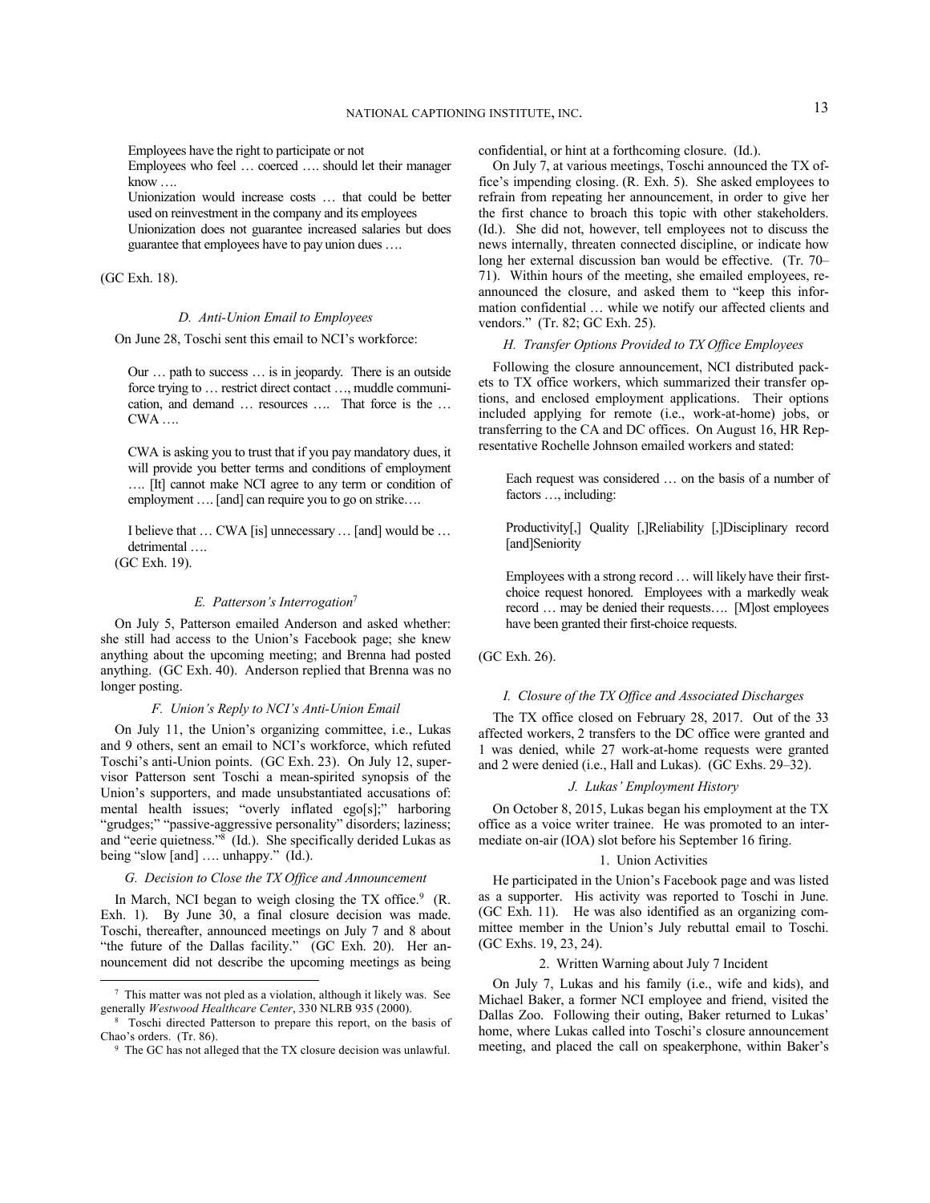Employees have the right to participate or not

Employees who feel … coerced …. should let their manager know ….

Unionization would increase costs … that could be better used on reinvestment in the company and its employees

Unionization does not guarantee increased salaries but does guarantee that employees have to pay union dues ….

(GC Exh. 18).

### *D. Anti-Union Email to Employees*

On June 28, Toschi sent this email to NCI's workforce:

> Our … path to success … is in jeopardy. There is an outside force trying to … restrict direct contact …, muddle communication, and demand … resources …. That force is the … CWA ….
>
> CWA is asking you to trust that if you pay mandatory dues, it will provide you better terms and conditions of employment …. [It] cannot make NCI agree to any term or condition of employment …. [and] can require you to go on strike….
>
> I believe that … CWA [is] unnecessary … [and] would be … detrimental ….

(GC Exh. 19).

### *E. Patterson's Interrogation*[7]

On July 5, Patterson emailed Anderson and asked whether: she still had access to the Union's Facebook page; she knew anything about the upcoming meeting; and Brenna had posted anything. (GC Exh. 40). Anderson replied that Brenna was no longer posting.

### *F. Union's Reply to NCI's Anti-Union Email*

On July 11, the Union's organizing committee, i.e., Lukas and 9 others, sent an email to NCI's workforce, which refuted Toschi's anti-Union points. (GC Exh. 23). On July 12, supervisor Patterson sent Toschi a mean-spirited synopsis of the Union's supporters, and made unsubstantiated accusations of: mental health issues; "overly inflated ego[s];" harboring "grudges;" "passive-aggressive personality" disorders; laziness; and "eerie quietness."[8] (Id.). She specifically derided Lukas as being "slow [and] …. unhappy." (Id.).

### *G. Decision to Close the TX Office and Announcement*

In March, NCI began to weigh closing the TX office.[9] (R. Exh. 1). By June 30, a final closure decision was made. Toschi, thereafter, announced meetings on July 7 and 8 about "the future of the Dallas facility." (GC Exh. 20). Her announcement did not describe the upcoming meetings as being confidential, or hint at a forthcoming closure. (Id.).

On July 7, at various meetings, Toschi announced the TX office's impending closing. (R. Exh. 5). She asked employees to refrain from repeating her announcement, in order to give her the first chance to broach this topic with other stakeholders. (Id.). She did not, however, tell employees not to discuss the news internally, threaten connected discipline, or indicate how long her external discussion ban would be effective. (Tr. 70–71). Within hours of the meeting, she emailed employees, reannounced the closure, and asked them to "keep this information confidential … while we notify our affected clients and vendors." (Tr. 82; GC Exh. 25).

### *H. Transfer Options Provided to TX Office Employees*

Following the closure announcement, NCI distributed packets to TX office workers, which summarized their transfer options, and enclosed employment applications. Their options included applying for remote (i.e., work-at-home) jobs, or transferring to the CA and DC offices. On August 16, HR Representative Rochelle Johnson emailed workers and stated:

> Each request was considered … on the basis of a number of factors …, including:
>
> Productivity[,] Quality [,]Reliability [,]Disciplinary record [and]Seniority
>
> Employees with a strong record … will likely have their first-choice request honored. Employees with a markedly weak record … may be denied their requests…. [M]ost employees have been granted their first-choice requests.

(GC Exh. 26).

### *I. Closure of the TX Office and Associated Discharges*

The TX office closed on February 28, 2017. Out of the 33 affected workers, 2 transfers to the DC office were granted and 1 was denied, while 27 work-at-home requests were granted and 2 were denied (i.e., Hall and Lukas). (GC Exhs. 29–32).

### *J. Lukas' Employment History*

On October 8, 2015, Lukas began his employment at the TX office as a voice writer trainee. He was promoted to an intermediate on-air (IOA) slot before his September 16 firing.

#### 1. Union Activities

He participated in the Union's Facebook page and was listed as a supporter. His activity was reported to Toschi in June. (GC Exh. 11). He was also identified as an organizing committee member in the Union's July rebuttal email to Toschi. (GC Exhs. 19, 23, 24).

#### 2. Written Warning about July 7 Incident

On July 7, Lukas and his family (i.e., wife and kids), and Michael Baker, a former NCI employee and friend, visited the Dallas Zoo. Following their outing, Baker returned to Lukas' home, where Lukas called into Toschi's closure announcement meeting, and placed the call on speakerphone, within Baker's

---

[7] This matter was not pled as a violation, although it likely was. See generally *Westwood Healthcare Center*, 330 NLRB 935 (2000).

[8] Toschi directed Patterson to prepare this report, on the basis of Chao's orders. (Tr. 86).

[9] The GC has not alleged that the TX closure decision was unlawful.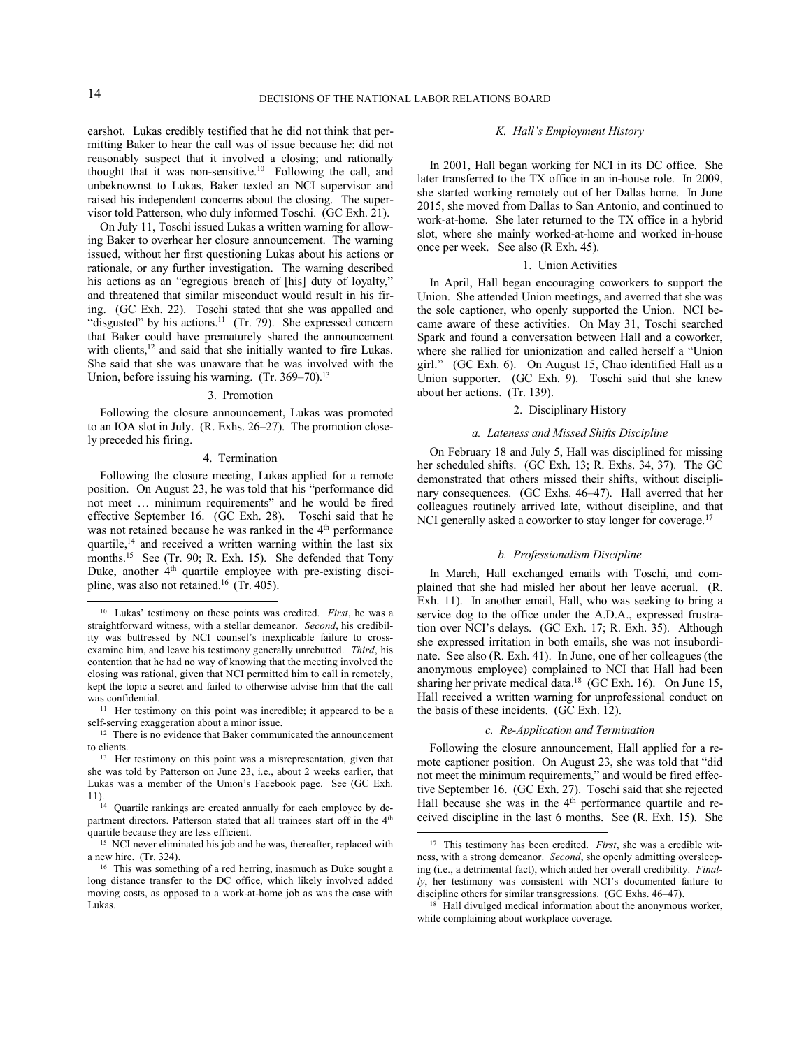earshot. Lukas credibly testified that he did not think that permitting Baker to hear the call was of issue because he: did not reasonably suspect that it involved a closing; and rationally thought that it was non-sensitive.[10] Following the call, and unbeknownst to Lukas, Baker texted an NCI supervisor and raised his independent concerns about the closing. The supervisor told Patterson, who duly informed Toschi. (GC Exh. 21).

On July 11, Toschi issued Lukas a written warning for allowing Baker to overhear her closure announcement. The warning issued, without her first questioning Lukas about his actions or rationale, or any further investigation. The warning described his actions as an "egregious breach of [his] duty of loyalty," and threatened that similar misconduct would result in his firing. (GC Exh. 22). Toschi stated that she was appalled and "disgusted" by his actions.[11] (Tr. 79). She expressed concern that Baker could have prematurely shared the announcement with clients,[12] and said that she initially wanted to fire Lukas. She said that she was unaware that he was involved with the Union, before issuing his warning. (Tr. 369–70).[13]

### 3. Promotion

Following the closure announcement, Lukas was promoted to an IOA slot in July. (R. Exhs. 26–27). The promotion closely preceded his firing.

### 4. Termination

Following the closure meeting, Lukas applied for a remote position. On August 23, he was told that his "performance did not meet … minimum requirements" and he would be fired effective September 16. (GC Exh. 28). Toschi said that he was not retained because he was ranked in the 4th performance quartile,[14] and received a written warning within the last six months.[15] See (Tr. 90; R. Exh. 15). She defended that Tony Duke, another 4th quartile employee with pre-existing discipline, was also not retained.[16] (Tr. 405).

## K. Hall's Employment History

In 2001, Hall began working for NCI in its DC office. She later transferred to the TX office in an in-house role. In 2009, she started working remotely out of her Dallas home. In June 2015, she moved from Dallas to San Antonio, and continued to work-at-home. She later returned to the TX office in a hybrid slot, where she mainly worked-at-home and worked in-house once per week. See also (R Exh. 45).

### 1. Union Activities

In April, Hall began encouraging coworkers to support the Union. She attended Union meetings, and averred that she was the sole captioner, who openly supported the Union. NCI became aware of these activities. On May 31, Toschi searched Spark and found a conversation between Hall and a coworker, where she rallied for unionization and called herself a "Union girl." (GC Exh. 6). On August 15, Chao identified Hall as a Union supporter. (GC Exh. 9). Toschi said that she knew about her actions. (Tr. 139).

### 2. Disciplinary History

#### *a. Lateness and Missed Shifts Discipline*

On February 18 and July 5, Hall was disciplined for missing her scheduled shifts. (GC Exh. 13; R. Exhs. 34, 37). The GC demonstrated that others missed their shifts, without disciplinary consequences. (GC Exhs. 46–47). Hall averred that her colleagues routinely arrived late, without discipline, and that NCI generally asked a coworker to stay longer for coverage.[17]

#### *b. Professionalism Discipline*

In March, Hall exchanged emails with Toschi, and complained that she had misled her about her leave accrual. (R. Exh. 11). In another email, Hall, who was seeking to bring a service dog to the office under the A.D.A., expressed frustration over NCI's delays. (GC Exh. 17; R. Exh. 35). Although she expressed irritation in both emails, she was not insubordinate. See also (R. Exh. 41). In June, one of her colleagues (the anonymous employee) complained to NCI that Hall had been sharing her private medical data.[18] (GC Exh. 16). On June 15, Hall received a written warning for unprofessional conduct on the basis of these incidents. (GC Exh. 12).

#### *c. Re-Application and Termination*

Following the closure announcement, Hall applied for a remote captioner position. On August 23, she was told that "did not meet the minimum requirements," and would be fired effective September 16. (GC Exh. 27). Toschi said that she rejected Hall because she was in the 4th performance quartile and received discipline in the last 6 months. See (R. Exh. 15). She

---

[10] Lukas' testimony on these points was credited. *First*, he was a straightforward witness, with a stellar demeanor. *Second*, his credibility was buttressed by NCI counsel's inexplicable failure to cross-examine him, and leave his testimony generally unrebutted. *Third*, his contention that he had no way of knowing that the meeting involved the closing was rational, given that NCI permitted him to call in remotely, kept the topic a secret and failed to otherwise advise him that the call was confidential.

[11] Her testimony on this point was incredible; it appeared to be a self-serving exaggeration about a minor issue.

[12] There is no evidence that Baker communicated the announcement to clients.

[13] Her testimony on this point was a misrepresentation, given that she was told by Patterson on June 23, i.e., about 2 weeks earlier, that Lukas was a member of the Union's Facebook page. See (GC Exh. 11).

[14] Quartile rankings are created annually for each employee by department directors. Patterson stated that all trainees start off in the 4th quartile because they are less efficient.

[15] NCI never eliminated his job and he was, thereafter, replaced with a new hire. (Tr. 324).

[16] This was something of a red herring, inasmuch as Duke sought a long distance transfer to the DC office, which likely involved added moving costs, as opposed to a work-at-home job as was the case with Lukas.

[17] This testimony has been credited. *First*, she was a credible witness, with a strong demeanor. *Second*, she openly admitting oversleeping (i.e., a detrimental fact), which aided her overall credibility. *Finally*, her testimony was consistent with NCI's documented failure to discipline others for similar transgressions. (GC Exhs. 46–47).

[18] Hall divulged medical information about the anonymous worker, while complaining about workplace coverage.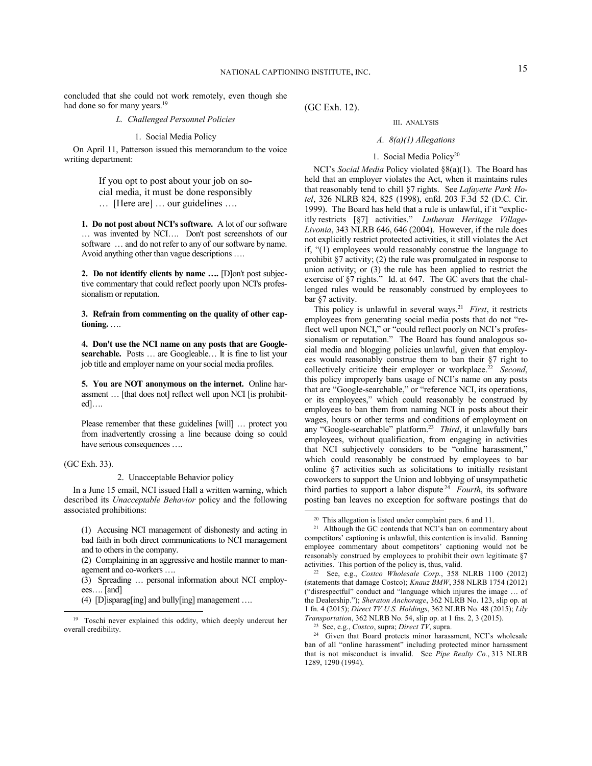concluded that she could not work remotely, even though she had done so for many years.[19]

### *L. Challenged Personnel Policies*

#### 1. Social Media Policy

On April 11, Patterson issued this memorandum to the voice writing department:

> If you opt to post about your job on social media, it must be done responsibly … [Here are] … our guidelines ….
>
> **1. Do not post about NCI's software.** A lot of our software … was invented by NCI…. Don't post screenshots of our software … and do not refer to any of our software by name. Avoid anything other than vague descriptions ….
>
> **2. Do not identify clients by name ….** [D]on't post subjective commentary that could reflect poorly upon NCI's professionalism or reputation.
>
> **3. Refrain from commenting on the quality of other captioning.** ….
>
> **4. Don't use the NCI name on any posts that are Google-searchable.** Posts … are Googleable… It is fine to list your job title and employer name on your social media profiles.
>
> **5. You are NOT anonymous on the internet.** Online harassment … [that does not] reflect well upon NCI [is prohibited]….
>
> Please remember that these guidelines [will] … protect you from inadvertently crossing a line because doing so could have serious consequences ….

(GC Exh. 33).

#### 2. Unacceptable Behavior policy

In a June 15 email, NCI issued Hall a written warning, which described its *Unacceptable Behavior* policy and the following associated prohibitions:

> (1) Accusing NCI management of dishonesty and acting in bad faith in both direct communications to NCI management and to others in the company.
>
> (2) Complaining in an aggressive and hostile manner to management and co-workers ….
>
> (3) Spreading … personal information about NCI employees…. [and]
>
> (4) [D]isparag[ing] and bully[ing] management ….

(GC Exh. 12).

## III. ANALYSIS

### *A. 8(a)(1) Allegations*

#### 1. Social Media Policy[20]

NCI's *Social Media* Policy violated §8(a)(1). The Board has held that an employer violates the Act, when it maintains rules that reasonably tend to chill §7 rights. See *Lafayette Park Hotel*, 326 NLRB 824, 825 (1998), enfd. 203 F.3d 52 (D.C. Cir. 1999). The Board has held that a rule is unlawful, if it "explicitly restricts [§7] activities." *Lutheran Heritage Village-Livonia*, 343 NLRB 646, 646 (2004). However, if the rule does not explicitly restrict protected activities, it still violates the Act if, "(1) employees would reasonably construe the language to prohibit §7 activity; (2) the rule was promulgated in response to union activity; or (3) the rule has been applied to restrict the exercise of §7 rights." Id. at 647. The GC avers that the challenged rules would be reasonably construed by employees to bar §7 activity.

This policy is unlawful in several ways.[21] *First*, it restricts employees from generating social media posts that do not "reflect well upon NCI," or "could reflect poorly on NCI's professionalism or reputation." The Board has found analogous social media and blogging policies unlawful, given that employees would reasonably construe them to ban their §7 right to collectively criticize their employer or workplace.[22] *Second*, this policy improperly bans usage of NCI's name on any posts that are "Google-searchable," or "reference NCI, its operations, or its employees," which could reasonably be construed by employees to ban them from naming NCI in posts about their wages, hours or other terms and conditions of employment on any "Google-searchable" platform.[23] *Third*, it unlawfully bars employees, without qualification, from engaging in activities that NCI subjectively considers to be "online harassment," which could reasonably be construed by employees to bar online §7 activities such as solicitations to initially resistant coworkers to support the Union and lobbying of unsympathetic third parties to support a labor dispute.[24] *Fourth*, its software posting ban leaves no exception for software postings that do

---

[19] Toschi never explained this oddity, which deeply undercut her overall credibility.

[20] This allegation is listed under complaint pars. 6 and 11.

[21] Although the GC contends that NCI's ban on commentary about competitors' captioning is unlawful, this contention is invalid. Banning employee commentary about competitors' captioning would not be reasonably construed by employees to prohibit their own legitimate §7 activities. This portion of the policy is, thus, valid.

[22] See, e.g., *Costco Wholesale Corp.*, 358 NLRB 1100 (2012) (statements that damage Costco); *Knauz BMW*, 358 NLRB 1754 (2012) ("disrespectful" conduct and "language which injures the image … of the Dealership."); *Sheraton Anchorage*, 362 NLRB No. 123, slip op. at 1 fn. 4 (2015); *Direct TV U.S. Holdings*, 362 NLRB No. 48 (2015); *Lily Transportation*, 362 NLRB No. 54, slip op. at 1 fns. 2, 3 (2015).

[23] See, e.g., *Costco*, supra; *Direct TV*, supra.

[24] Given that Board protects minor harassment, NCI's wholesale ban of all "online harassment" including protected minor harassment that is not misconduct is invalid. See *Pipe Realty Co.*, 313 NLRB 1289, 1290 (1994).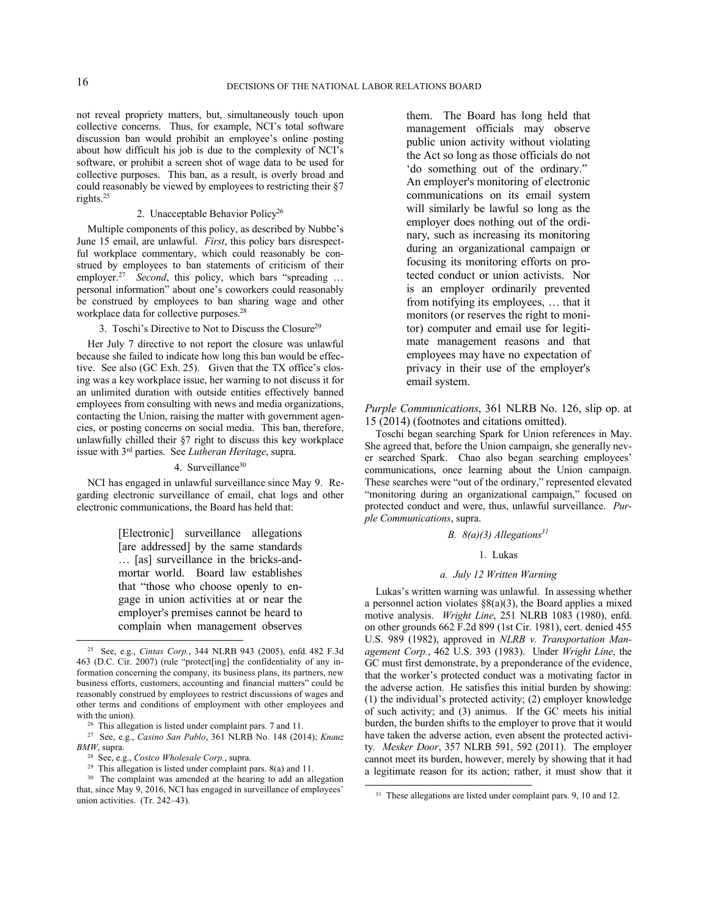not reveal propriety matters, but, simultaneously touch upon collective concerns. Thus, for example, NCI's total software discussion ban would prohibit an employee's online posting about how difficult his job is due to the complexity of NCI's software, or prohibit a screen shot of wage data to be used for collective purposes. This ban, as a result, is overly broad and could reasonably be viewed by employees to restricting their §7 rights.[25]

#### 2. Unacceptable Behavior Policy[26]

Multiple components of this policy, as described by Nubbe's June 15 email, are unlawful. *First*, this policy bars disrespectful workplace commentary, which could reasonably be construed by employees to ban statements of criticism of their employer.[27] *Second*, this policy, which bars "spreading … personal information" about one's coworkers could reasonably be construed by employees to ban sharing wage and other workplace data for collective purposes.[28]

#### 3. Toschi's Directive to Not to Discuss the Closure[29]

Her July 7 directive to not report the closure was unlawful because she failed to indicate how long this ban would be effective. See also (GC Exh. 25). Given that the TX office's closing was a key workplace issue, her warning to not discuss it for an unlimited duration with outside entities effectively banned employees from consulting with news and media organizations, contacting the Union, raising the matter with government agencies, or posting concerns on social media. This ban, therefore, unlawfully chilled their §7 right to discuss this key workplace issue with 3rd parties. See *Lutheran Heritage*, supra.

#### 4. Surveillance[30]

NCI has engaged in unlawful surveillance since May 9. Regarding electronic surveillance of email, chat logs and other electronic communications, the Board has held that:

> [Electronic] surveillance allegations [are addressed] by the same standards … [as] surveillance in the bricks-and-mortar world. Board law establishes that "those who choose openly to engage in union activities at or near the employer's premises cannot be heard to complain when management observes them. The Board has long held that management officials may observe public union activity without violating the Act so long as those officials do not 'do something out of the ordinary." An employer's monitoring of electronic communications on its email system will similarly be lawful so long as the employer does nothing out of the ordinary, such as increasing its monitoring during an organizational campaign or focusing its monitoring efforts on protected conduct or union activists. Nor is an employer ordinarily prevented from notifying its employees, … that it monitors (or reserves the right to monitor) computer and email use for legitimate management reasons and that employees may have no expectation of privacy in their use of the employer's email system.

*Purple Communications*, 361 NLRB No. 126, slip op. at 15 (2014) (footnotes and citations omitted).

Toschi began searching Spark for Union references in May. She agreed that, before the Union campaign, she generally never searched Spark. Chao also began searching employees' communications, once learning about the Union campaign. These searches were "out of the ordinary," represented elevated "monitoring during an organizational campaign," focused on protected conduct and were, thus, unlawful surveillance. *Purple Communications*, supra.

### *B. 8(a)(3) Allegations*[31]

#### 1. Lukas

##### *a. July 12 Written Warning*

Lukas's written warning was unlawful. In assessing whether a personnel action violates §8(a)(3), the Board applies a mixed motive analysis. *Wright Line*, 251 NLRB 1083 (1980), enfd. on other grounds 662 F.2d 899 (1st Cir. 1981), cert. denied 455 U.S. 989 (1982), approved in *NLRB v. Transportation Management Corp.*, 462 U.S. 393 (1983). Under *Wright Line*, the GC must first demonstrate, by a preponderance of the evidence, that the worker's protected conduct was a motivating factor in the adverse action. He satisfies this initial burden by showing: (1) the individual's protected activity; (2) employer knowledge of such activity; and (3) animus. If the GC meets his initial burden, the burden shifts to the employer to prove that it would have taken the adverse action, even absent the protected activity. *Mesker Door*, 357 NLRB 591, 592 (2011). The employer cannot meet its burden, however, merely by showing that it had a legitimate reason for its action; rather, it must show that it

---

[25] See, e.g., *Cintas Corp.*, 344 NLRB 943 (2005), enfd. 482 F.3d 463 (D.C. Cir. 2007) (rule "protect[ing] the confidentiality of any information concerning the company, its business plans, its partners, new business efforts, customers, accounting and financial matters" could be reasonably construed by employees to restrict discussions of wages and other terms and conditions of employment with other employees and with the union).

[26] This allegation is listed under complaint pars. 7 and 11.

[27] See, e.g., *Casino San Pablo*, 361 NLRB No. 148 (2014); *Knauz BMW*, supra.

[28] See, e.g., *Costco Wholesale Corp.*, supra.

[29] This allegation is listed under complaint pars. 8(a) and 11.

[30] The complaint was amended at the hearing to add an allegation that, since May 9, 2016, NCI has engaged in surveillance of employees' union activities. (Tr. 242–43).

[31] These allegations are listed under complaint pars. 9, 10 and 12.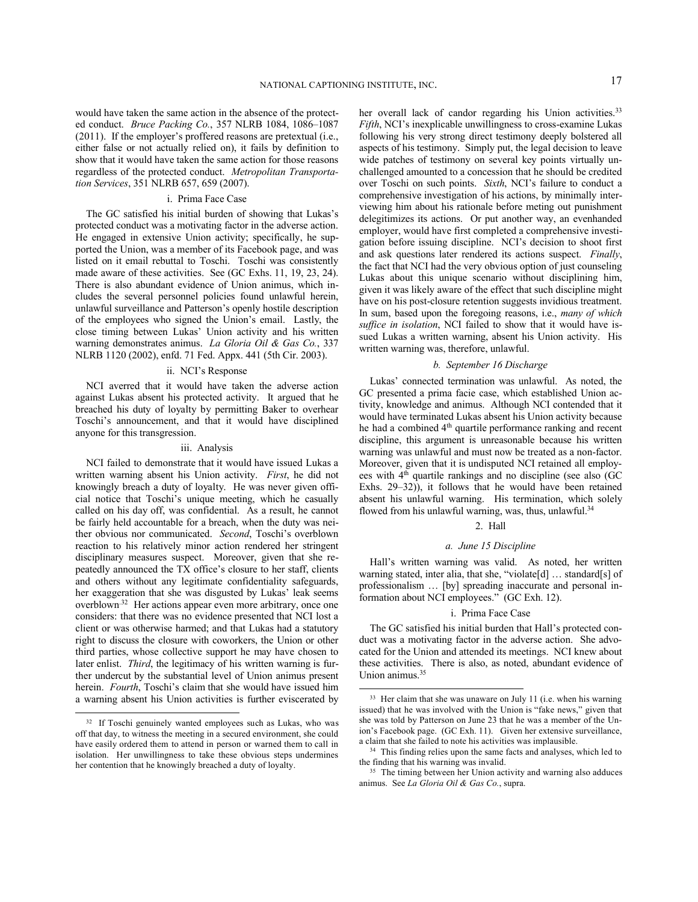would have taken the same action in the absence of the protected conduct. *Bruce Packing Co.*, 357 NLRB 1084, 1086–1087 (2011). If the employer's proffered reasons are pretextual (i.e., either false or not actually relied on), it fails by definition to show that it would have taken the same action for those reasons regardless of the protected conduct. *Metropolitan Transportation Services*, 351 NLRB 657, 659 (2007).

#### i. Prima Face Case

The GC satisfied his initial burden of showing that Lukas's protected conduct was a motivating factor in the adverse action. He engaged in extensive Union activity; specifically, he supported the Union, was a member of its Facebook page, and was listed on it email rebuttal to Toschi. Toschi was consistently made aware of these activities. See (GC Exhs. 11, 19, 23, 24). There is also abundant evidence of Union animus, which includes the several personnel policies found unlawful herein, unlawful surveillance and Patterson's openly hostile description of the employees who signed the Union's email. Lastly, the close timing between Lukas' Union activity and his written warning demonstrates animus. *La Gloria Oil & Gas Co.*, 337 NLRB 1120 (2002), enfd. 71 Fed. Appx. 441 (5th Cir. 2003).

#### ii. NCI's Response

NCI averred that it would have taken the adverse action against Lukas absent his protected activity. It argued that he breached his duty of loyalty by permitting Baker to overhear Toschi's announcement, and that it would have disciplined anyone for this transgression.

#### iii. Analysis

NCI failed to demonstrate that it would have issued Lukas a written warning absent his Union activity. *First*, he did not knowingly breach a duty of loyalty. He was never given official notice that Toschi's unique meeting, which he casually called on his day off, was confidential. As a result, he cannot be fairly held accountable for a breach, when the duty was neither obvious nor communicated. *Second*, Toschi's overblown reaction to his relatively minor action rendered her stringent disciplinary measures suspect. Moreover, given that she repeatedly announced the TX office's closure to her staff, clients and others without any legitimate confidentiality safeguards, her exaggeration that she was disgusted by Lukas' leak seems overblown.[32] Her actions appear even more arbitrary, once one considers: that there was no evidence presented that NCI lost a client or was otherwise harmed; and that Lukas had a statutory right to discuss the closure with coworkers, the Union or other third parties, whose collective support he may have chosen to later enlist. *Third*, the legitimacy of his written warning is further undercut by the substantial level of Union animus present herein. *Fourth*, Toschi's claim that she would have issued him a warning absent his Union activities is further eviscerated by her overall lack of candor regarding his Union activities.[33] *Fifth*, NCI's inexplicable unwillingness to cross-examine Lukas following his very strong direct testimony deeply bolstered all aspects of his testimony. Simply put, the legal decision to leave wide patches of testimony on several key points virtually unchallenged amounted to a concession that he should be credited over Toschi on such points. *Sixth*, NCI's failure to conduct a comprehensive investigation of his actions, by minimally interviewing him about his rationale before meting out punishment delegitimizes its actions. Or put another way, an evenhanded employer, would have first completed a comprehensive investigation before issuing discipline. NCI's decision to shoot first and ask questions later rendered its actions suspect. *Finally*, the fact that NCI had the very obvious option of just counseling Lukas about this unique scenario without disciplining him, given it was likely aware of the effect that such discipline might have on his post-closure retention suggests invidious treatment. In sum, based upon the foregoing reasons, i.e., *many of which suffice in isolation*, NCI failed to show that it would have issued Lukas a written warning, absent his Union activity. His written warning was, therefore, unlawful.

### *b. September 16 Discharge*

Lukas' connected termination was unlawful. As noted, the GC presented a prima facie case, which established Union activity, knowledge and animus. Although NCI contended that it would have terminated Lukas absent his Union activity because he had a combined 4th quartile performance ranking and recent discipline, this argument is unreasonable because his written warning was unlawful and must now be treated as a non-factor. Moreover, given that it is undisputed NCI retained all employees with 4th quartile rankings and no discipline (see also (GC Exhs. 29–32)), it follows that he would have been retained absent his unlawful warning. His termination, which solely flowed from his unlawful warning, was, thus, unlawful.[34]

## 2. Hall

### *a. June 15 Discipline*

Hall's written warning was valid. As noted, her written warning stated, inter alia, that she, "violate[d] … standard[s] of professionalism … [by] spreading inaccurate and personal information about NCI employees." (GC Exh. 12).

#### i. Prima Face Case

The GC satisfied his initial burden that Hall's protected conduct was a motivating factor in the adverse action. She advocated for the Union and attended its meetings. NCI knew about these activities. There is also, as noted, abundant evidence of Union animus.[35]

---

[32] If Toschi genuinely wanted employees such as Lukas, who was off that day, to witness the meeting in a secured environment, she could have easily ordered them to attend in person or warned them to call in isolation. Her unwillingness to take these obvious steps undermines her contention that he knowingly breached a duty of loyalty.

[33] Her claim that she was unaware on July 11 (i.e. when his warning issued) that he was involved with the Union is "fake news," given that she was told by Patterson on June 23 that he was a member of the Union's Facebook page. (GC Exh. 11). Given her extensive surveillance, a claim that she failed to note his activities was implausible.

[34] This finding relies upon the same facts and analyses, which led to the finding that his warning was invalid.

[35] The timing between her Union activity and warning also adduces animus. See *La Gloria Oil & Gas Co.*, supra.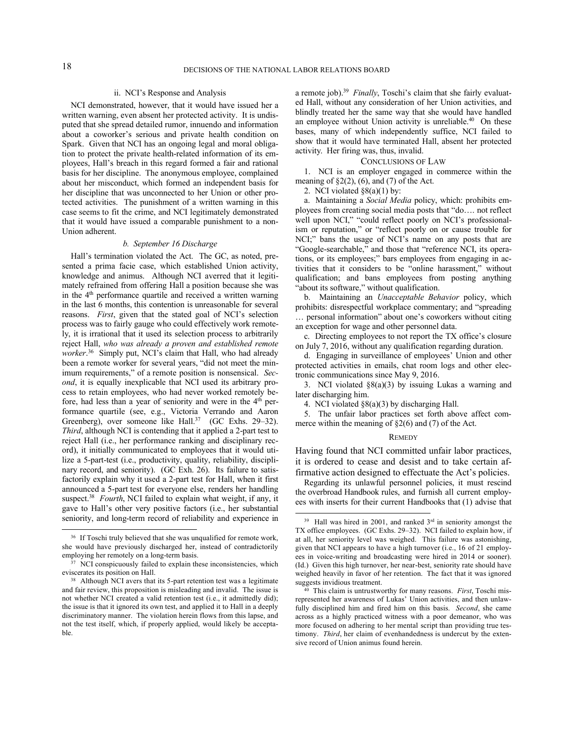#### ii. NCI's Response and Analysis

NCI demonstrated, however, that it would have issued her a written warning, even absent her protected activity. It is undisputed that she spread detailed rumor, innuendo and information about a coworker's serious and private health condition on Spark. Given that NCI has an ongoing legal and moral obligation to protect the private health-related information of its employees, Hall's breach in this regard formed a fair and rational basis for her discipline. The anonymous employee, complained about her misconduct, which formed an independent basis for her discipline that was unconnected to her Union or other protected activities. The punishment of a written warning in this case seems to fit the crime, and NCI legitimately demonstrated that it would have issued a comparable punishment to a non-Union adherent.

#### *b. September 16 Discharge*

Hall's termination violated the Act. The GC, as noted, presented a prima facie case, which established Union activity, knowledge and animus. Although NCI averred that it legitimately refrained from offering Hall a position because she was in the 4th performance quartile and received a written warning in the last 6 months, this contention is unreasonable for several reasons. *First*, given that the stated goal of NCI's selection process was to fairly gauge who could effectively work remotely, it is irrational that it used its selection process to arbitrarily reject Hall, *who was already a proven and established remote worker*.[36] Simply put, NCI's claim that Hall, who had already been a remote worker for several years, "did not meet the minimum requirements," of a remote position is nonsensical. *Second*, it is equally inexplicable that NCI used its arbitrary process to retain employees, who had never worked remotely before, had less than a year of seniority and were in the 4th performance quartile (see, e.g., Victoria Verrando and Aaron Greenberg), over someone like Hall.[37] (GC Exhs. 29–32). *Third*, although NCI is contending that it applied a 2-part test to reject Hall (i.e., her performance ranking and disciplinary record), it initially communicated to employees that it would utilize a 5-part-test (i.e., productivity, quality, reliability, disciplinary record, and seniority). (GC Exh. 26). Its failure to satisfactorily explain why it used a 2-part test for Hall, when it first announced a 5-part test for everyone else, renders her handling suspect.[38] *Fourth*, NCI failed to explain what weight, if any, it gave to Hall's other very positive factors (i.e., her substantial seniority, and long-term record of reliability and experience in a remote job).[39] *Finally*, Toschi's claim that she fairly evaluated Hall, without any consideration of her Union activities, and blindly treated her the same way that she would have handled an employee without Union activity is unreliable.[40] On these bases, many of which independently suffice, NCI failed to show that it would have terminated Hall, absent her protected activity. Her firing was, thus, invalid.

## CONCLUSIONS OF LAW

1. NCI is an employer engaged in commerce within the meaning of §2(2), (6), and (7) of the Act.

2. NCI violated §8(a)(1) by:

a. Maintaining a *Social Media* policy, which: prohibits employees from creating social media posts that "do…. not reflect well upon NCI," "could reflect poorly on NCI's professionalism or reputation," or "reflect poorly on or cause trouble for NCI;" bans the usage of NCI's name on any posts that are "Google-searchable," and those that "reference NCI, its operations, or its employees;" bars employees from engaging in activities that it considers to be "online harassment," without qualification; and bans employees from posting anything "about its software," without qualification.

b. Maintaining an *Unacceptable Behavior* policy, which prohibits: disrespectful workplace commentary; and "spreading … personal information" about one's coworkers without citing an exception for wage and other personnel data.

c. Directing employees to not report the TX office's closure on July 7, 2016, without any qualification regarding duration.

d. Engaging in surveillance of employees' Union and other protected activities in emails, chat room logs and other electronic communications since May 9, 2016.

3. NCI violated §8(a)(3) by issuing Lukas a warning and later discharging him.

4. NCI violated §8(a)(3) by discharging Hall.

5. The unfair labor practices set forth above affect commerce within the meaning of §2(6) and (7) of the Act.

## REMEDY

Having found that NCI committed unfair labor practices, it is ordered to cease and desist and to take certain affirmative action designed to effectuate the Act's policies.

Regarding its unlawful personnel policies, it must rescind the overbroad Handbook rules, and furnish all current employees with inserts for their current Handbooks that (1) advise that

---

[36] If Toschi truly believed that she was unqualified for remote work, she would have previously discharged her, instead of contradictorily employing her remotely on a long-term basis.

[37] NCI conspicuously failed to explain these inconsistencies, which eviscerates its position on Hall.

[38] Although NCI avers that its 5-part retention test was a legitimate and fair review, this proposition is misleading and invalid. The issue is not whether NCI created a valid retention test (i.e., it admittedly did); the issue is that it ignored its own test, and applied it to Hall in a deeply discriminatory manner. The violation herein flows from this lapse, and not the test itself, which, if properly applied, would likely be acceptable.

[39] Hall was hired in 2001, and ranked 3rd in seniority amongst the TX office employees. (GC Exhs. 29–32). NCI failed to explain how, if at all, her seniority level was weighed. This failure was astonishing, given that NCI appears to have a high turnover (i.e., 16 of 21 employees in voice-writing and broadcasting were hired in 2014 or sooner). (Id.) Given this high turnover, her near-best, seniority rate should have weighed heavily in favor of her retention. The fact that it was ignored suggests invidious treatment.

[40] This claim is untrustworthy for many reasons. *First*, Toschi misrepresented her awareness of Lukas' Union activities, and then unlawfully disciplined him and fired him on this basis. *Second*, she came across as a highly practiced witness with a poor demeanor, who was more focused on adhering to her mental script than providing true testimony. *Third*, her claim of evenhandedness is undercut by the extensive record of Union animus found herein.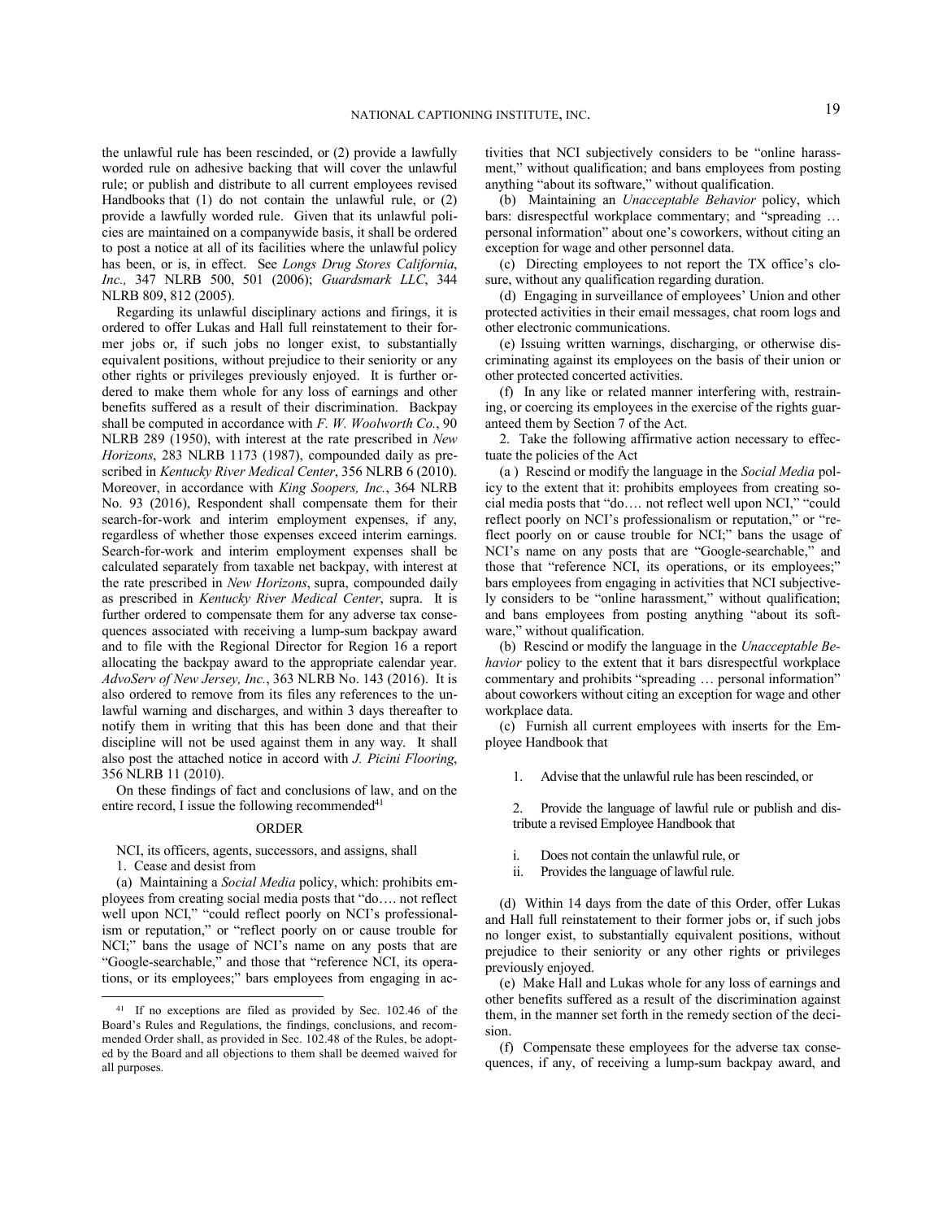the unlawful rule has been rescinded, or (2) provide a lawfully worded rule on adhesive backing that will cover the unlawful rule; or publish and distribute to all current employees revised Handbooks that (1) do not contain the unlawful rule, or (2) provide a lawfully worded rule. Given that its unlawful policies are maintained on a companywide basis, it shall be ordered to post a notice at all of its facilities where the unlawful policy has been, or is, in effect. See *Longs Drug Stores California, Inc.,* 347 NLRB 500, 501 (2006); *Guardsmark LLC*, 344 NLRB 809, 812 (2005).

Regarding its unlawful disciplinary actions and firings, it is ordered to offer Lukas and Hall full reinstatement to their former jobs or, if such jobs no longer exist, to substantially equivalent positions, without prejudice to their seniority or any other rights or privileges previously enjoyed. It is further ordered to make them whole for any loss of earnings and other benefits suffered as a result of their discrimination. Backpay shall be computed in accordance with *F. W. Woolworth Co.*, 90 NLRB 289 (1950), with interest at the rate prescribed in *New Horizons*, 283 NLRB 1173 (1987), compounded daily as prescribed in *Kentucky River Medical Center*, 356 NLRB 6 (2010). Moreover, in accordance with *King Soopers, Inc.*, 364 NLRB No. 93 (2016), Respondent shall compensate them for their search-for-work and interim employment expenses, if any, regardless of whether those expenses exceed interim earnings. Search-for-work and interim employment expenses shall be calculated separately from taxable net backpay, with interest at the rate prescribed in *New Horizons*, supra, compounded daily as prescribed in *Kentucky River Medical Center*, supra. It is further ordered to compensate them for any adverse tax consequences associated with receiving a lump-sum backpay award and to file with the Regional Director for Region 16 a report allocating the backpay award to the appropriate calendar year. *AdvoServ of New Jersey, Inc.*, 363 NLRB No. 143 (2016). It is also ordered to remove from its files any references to the unlawful warning and discharges, and within 3 days thereafter to notify them in writing that this has been done and that their discipline will not be used against them in any way. It shall also post the attached notice in accord with *J. Picini Flooring*, 356 NLRB 11 (2010).

On these findings of fact and conclusions of law, and on the entire record, I issue the following recommended[41]

## ORDER

NCI, its officers, agents, successors, and assigns, shall

1. Cease and desist from

(a) Maintaining a *Social Media* policy, which: prohibits employees from creating social media posts that "do…. not reflect well upon NCI," "could reflect poorly on NCI's professionalism or reputation," or "reflect poorly on or cause trouble for NCI;" bans the usage of NCI's name on any posts that are "Google-searchable," and those that "reference NCI, its operations, or its employees;" bars employees from engaging in activities that NCI subjectively considers to be "online harassment," without qualification; and bans employees from posting anything "about its software," without qualification.

(b) Maintaining an *Unacceptable Behavior* policy, which bars: disrespectful workplace commentary; and "spreading … personal information" about one's coworkers, without citing an exception for wage and other personnel data.

(c) Directing employees to not report the TX office's closure, without any qualification regarding duration.

(d) Engaging in surveillance of employees' Union and other protected activities in their email messages, chat room logs and other electronic communications.

(e) Issuing written warnings, discharging, or otherwise discriminating against its employees on the basis of their union or other protected concerted activities.

(f) In any like or related manner interfering with, restraining, or coercing its employees in the exercise of the rights guaranteed them by Section 7 of the Act.

2. Take the following affirmative action necessary to effectuate the policies of the Act

(a ) Rescind or modify the language in the *Social Media* policy to the extent that it: prohibits employees from creating social media posts that "do…. not reflect well upon NCI," "could reflect poorly on NCI's professionalism or reputation," or "reflect poorly on or cause trouble for NCI;" bans the usage of NCI's name on any posts that are "Google-searchable," and those that "reference NCI, its operations, or its employees;" bars employees from engaging in activities that NCI subjectively considers to be "online harassment," without qualification; and bans employees from posting anything "about its software," without qualification.

(b) Rescind or modify the language in the *Unacceptable Behavior* policy to the extent that it bars disrespectful workplace commentary and prohibits "spreading … personal information" about coworkers without citing an exception for wage and other workplace data.

(c) Furnish all current employees with inserts for the Employee Handbook that

1. Advise that the unlawful rule has been rescinded, or

2. Provide the language of lawful rule or publish and distribute a revised Employee Handbook that

   i. Does not contain the unlawful rule, or
   ii. Provides the language of lawful rule.

(d) Within 14 days from the date of this Order, offer Lukas and Hall full reinstatement to their former jobs or, if such jobs no longer exist, to substantially equivalent positions, without prejudice to their seniority or any other rights or privileges previously enjoyed.

(e) Make Hall and Lukas whole for any loss of earnings and other benefits suffered as a result of the discrimination against them, in the manner set forth in the remedy section of the decision.

(f) Compensate these employees for the adverse tax consequences, if any, of receiving a lump-sum backpay award, and

[41] If no exceptions are filed as provided by Sec. 102.46 of the Board's Rules and Regulations, the findings, conclusions, and recommended Order shall, as provided in Sec. 102.48 of the Rules, be adopted by the Board and all objections to them shall be deemed waived for all purposes.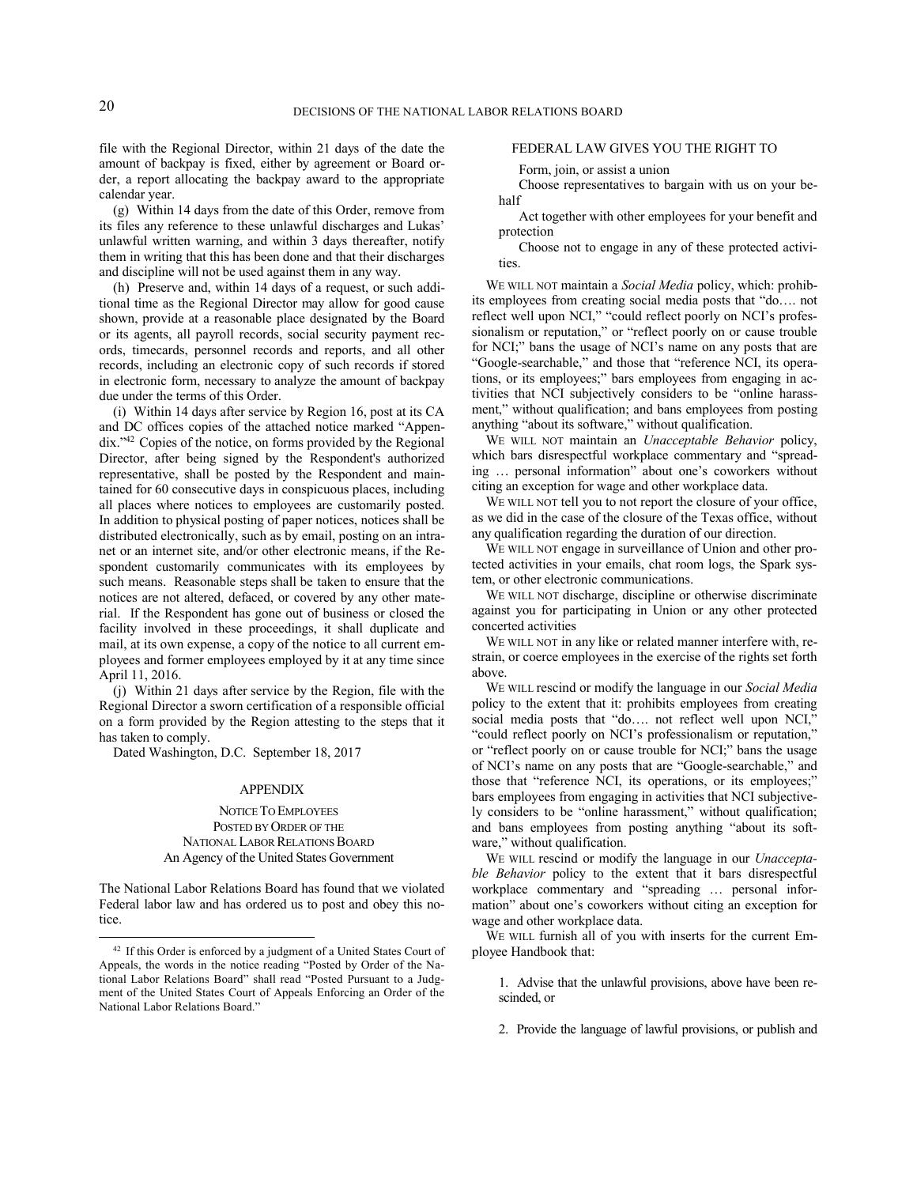file with the Regional Director, within 21 days of the date the amount of backpay is fixed, either by agreement or Board order, a report allocating the backpay award to the appropriate calendar year.

(g) Within 14 days from the date of this Order, remove from its files any reference to these unlawful discharges and Lukas' unlawful written warning, and within 3 days thereafter, notify them in writing that this has been done and that their discharges and discipline will not be used against them in any way.

(h) Preserve and, within 14 days of a request, or such additional time as the Regional Director may allow for good cause shown, provide at a reasonable place designated by the Board or its agents, all payroll records, social security payment records, timecards, personnel records and reports, and all other records, including an electronic copy of such records if stored in electronic form, necessary to analyze the amount of backpay due under the terms of this Order.

(i) Within 14 days after service by Region 16, post at its CA and DC offices copies of the attached notice marked "Appendix."[42] Copies of the notice, on forms provided by the Regional Director, after being signed by the Respondent's authorized representative, shall be posted by the Respondent and maintained for 60 consecutive days in conspicuous places, including all places where notices to employees are customarily posted. In addition to physical posting of paper notices, notices shall be distributed electronically, such as by email, posting on an intranet or an internet site, and/or other electronic means, if the Respondent customarily communicates with its employees by such means. Reasonable steps shall be taken to ensure that the notices are not altered, defaced, or covered by any other material. If the Respondent has gone out of business or closed the facility involved in these proceedings, it shall duplicate and mail, at its own expense, a copy of the notice to all current employees and former employees employed by it at any time since April 11, 2016.

(j) Within 21 days after service by the Region, file with the Regional Director a sworn certification of a responsible official on a form provided by the Region attesting to the steps that it has taken to comply.

Dated Washington, D.C. September 18, 2017

## APPENDIX

NOTICE TO EMPLOYEES
POSTED BY ORDER OF THE
NATIONAL LABOR RELATIONS BOARD
An Agency of the United States Government

The National Labor Relations Board has found that we violated Federal labor law and has ordered us to post and obey this notice.

[42] If this Order is enforced by a judgment of a United States Court of Appeals, the words in the notice reading "Posted by Order of the National Labor Relations Board" shall read "Posted Pursuant to a Judgment of the United States Court of Appeals Enforcing an Order of the National Labor Relations Board."

FEDERAL LAW GIVES YOU THE RIGHT TO

Form, join, or assist a union

Choose representatives to bargain with us on your behalf

Act together with other employees for your benefit and protection

Choose not to engage in any of these protected activities.

WE WILL NOT maintain a *Social Media* policy, which: prohibits employees from creating social media posts that "do…. not reflect well upon NCI," "could reflect poorly on NCI's professionalism or reputation," or "reflect poorly on or cause trouble for NCI;" bans the usage of NCI's name on any posts that are "Google-searchable," and those that "reference NCI, its operations, or its employees;" bars employees from engaging in activities that NCI subjectively considers to be "online harassment," without qualification; and bans employees from posting anything "about its software," without qualification.

WE WILL NOT maintain an *Unacceptable Behavior* policy, which bars disrespectful workplace commentary and "spreading … personal information" about one's coworkers without citing an exception for wage and other workplace data.

WE WILL NOT tell you to not report the closure of your office, as we did in the case of the closure of the Texas office, without any qualification regarding the duration of our direction.

WE WILL NOT engage in surveillance of Union and other protected activities in your emails, chat room logs, the Spark system, or other electronic communications.

WE WILL NOT discharge, discipline or otherwise discriminate against you for participating in Union or any other protected concerted activities

WE WILL NOT in any like or related manner interfere with, restrain, or coerce employees in the exercise of the rights set forth above.

WE WILL rescind or modify the language in our *Social Media* policy to the extent that it: prohibits employees from creating social media posts that "do…. not reflect well upon NCI," "could reflect poorly on NCI's professionalism or reputation," or "reflect poorly on or cause trouble for NCI;" bans the usage of NCI's name on any posts that are "Google-searchable," and those that "reference NCI, its operations, or its employees;" bars employees from engaging in activities that NCI subjectively considers to be "online harassment," without qualification; and bans employees from posting anything "about its software," without qualification.

WE WILL rescind or modify the language in our *Unacceptable Behavior* policy to the extent that it bars disrespectful workplace commentary and "spreading … personal information" about one's coworkers without citing an exception for wage and other workplace data.

WE WILL furnish all of you with inserts for the current Employee Handbook that:

1. Advise that the unlawful provisions, above have been rescinded, or

2. Provide the language of lawful provisions, or publish and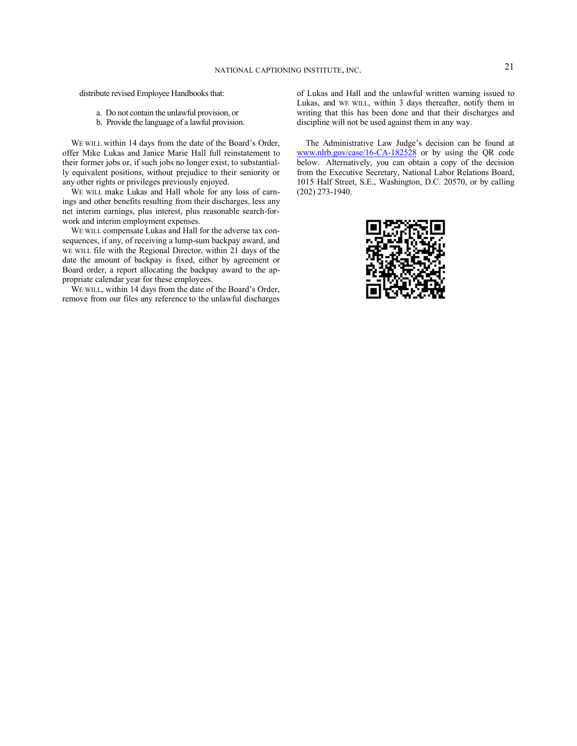distribute revised Employee Handbooks that:

a. Do not contain the unlawful provision, or
b. Provide the language of a lawful provision.

WE WILL within 14 days from the date of the Board's Order, offer Mike Lukas and Janice Marie Hall full reinstatement to their former jobs or, if such jobs no longer exist, to substantially equivalent positions, without prejudice to their seniority or any other rights or privileges previously enjoyed.

WE WILL make Lukas and Hall whole for any loss of earnings and other benefits resulting from their discharges, less any net interim earnings, plus interest, plus reasonable search-for-work and interim employment expenses.

WE WILL compensate Lukas and Hall for the adverse tax consequences, if any, of receiving a lump-sum backpay award, and WE WILL file with the Regional Director, within 21 days of the date the amount of backpay is fixed, either by agreement or Board order, a report allocating the backpay award to the appropriate calendar year for these employees.

WE WILL, within 14 days from the date of the Board's Order, remove from our files any reference to the unlawful discharges of Lukas and Hall and the unlawful written warning issued to Lukas, and WE WILL, within 3 days thereafter, notify them in writing that this has been done and that their discharges and discipline will not be used against them in any way.

The Administrative Law Judge's decision can be found at www.nlrb.gov/case/16-CA-182528 or by using the QR code below. Alternatively, you can obtain a copy of the decision from the Executive Secretary, National Labor Relations Board, 1015 Half Street, S.E., Washington, D.C. 20570, or by calling (202) 273-1940.